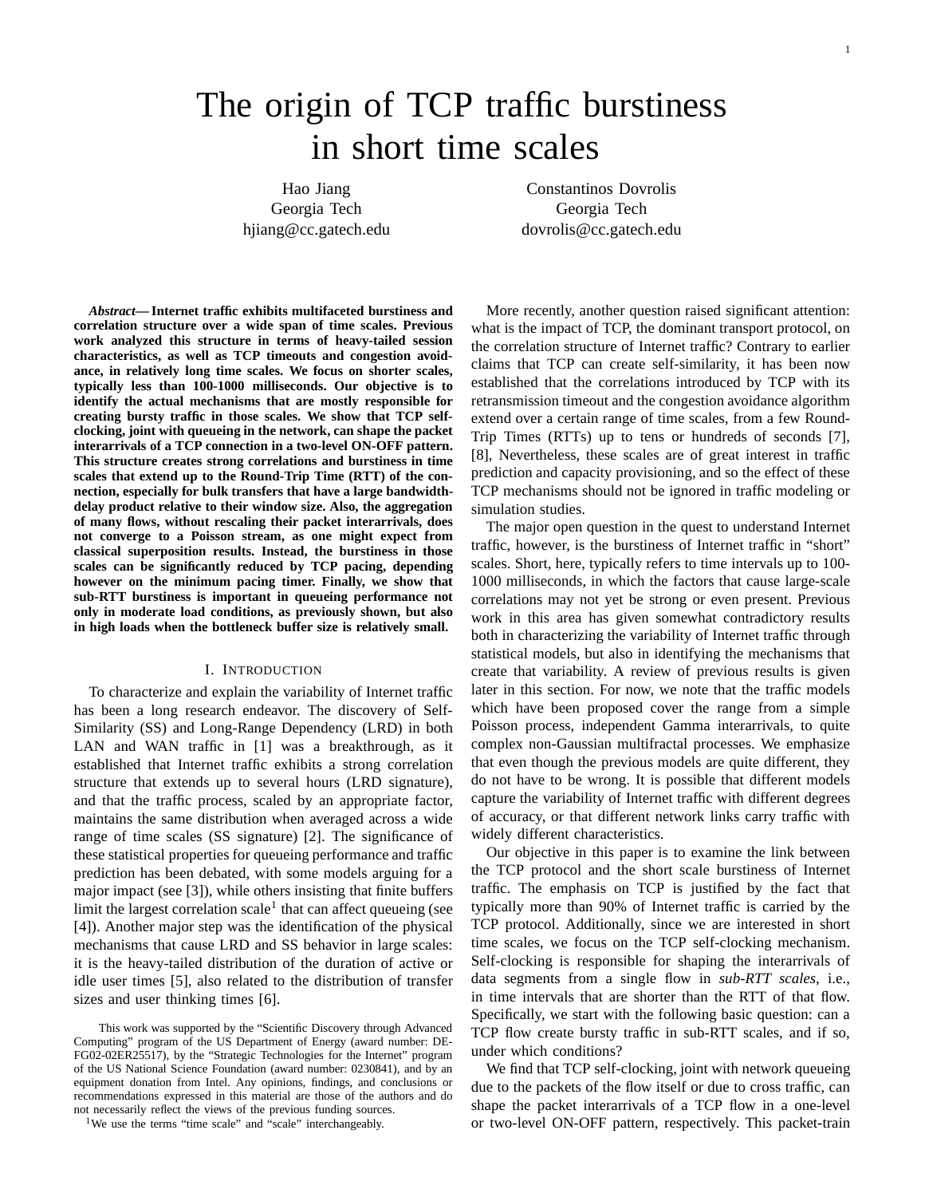# The origin of TCP traffic burstiness in short time scales

Hao Jiang
Georgia Tech
hjiang@cc.gatech.edu

Constantinos Dovrolis
Georgia Tech
dovrolis@cc.gatech.edu

***Abstract*— Internet traffic exhibits multifaceted burstiness and correlation structure over a wide span of time scales. Previous work analyzed this structure in terms of heavy-tailed session characteristics, as well as TCP timeouts and congestion avoidance, in relatively long time scales. We focus on shorter scales, typically less than 100-1000 milliseconds. Our objective is to identify the actual mechanisms that are mostly responsible for creating bursty traffic in those scales. We show that TCP self-clocking, joint with queueing in the network, can shape the packet interarrivals of a TCP connection in a two-level ON-OFF pattern. This structure creates strong correlations and burstiness in time scales that extend up to the Round-Trip Time (RTT) of the connection, especially for bulk transfers that have a large bandwidth-delay product relative to their window size. Also, the aggregation of many flows, without rescaling their packet interarrivals, does not converge to a Poisson stream, as one might expect from classical superposition results. Instead, the burstiness in those scales can be significantly reduced by TCP pacing, depending however on the minimum pacing timer. Finally, we show that sub-RTT burstiness is important in queueing performance not only in moderate load conditions, as previously shown, but also in high loads when the bottleneck buffer size is relatively small.**

## I. Introduction

To characterize and explain the variability of Internet traffic has been a long research endeavor. The discovery of Self-Similarity (SS) and Long-Range Dependency (LRD) in both LAN and WAN traffic in [1] was a breakthrough, as it established that Internet traffic exhibits a strong correlation structure that extends up to several hours (LRD signature), and that the traffic process, scaled by an appropriate factor, maintains the same distribution when averaged across a wide range of time scales (SS signature) [2]. The significance of these statistical properties for queueing performance and traffic prediction has been debated, with some models arguing for a major impact (see [3]), while others insisting that finite buffers limit the largest correlation scale[1] that can affect queueing (see [4]). Another major step was the identification of the physical mechanisms that cause LRD and SS behavior in large scales: it is the heavy-tailed distribution of the duration of active or idle user times [5], also related to the distribution of transfer sizes and user thinking times [6].

More recently, another question raised significant attention: what is the impact of TCP, the dominant transport protocol, on the correlation structure of Internet traffic? Contrary to earlier claims that TCP can create self-similarity, it has been now established that the correlations introduced by TCP with its retransmission timeout and the congestion avoidance algorithm extend over a certain range of time scales, from a few Round-Trip Times (RTTs) up to tens or hundreds of seconds [7], [8], Nevertheless, these scales are of great interest in traffic prediction and capacity provisioning, and so the effect of these TCP mechanisms should not be ignored in traffic modeling or simulation studies.

The major open question in the quest to understand Internet traffic, however, is the burstiness of Internet traffic in "short" scales. Short, here, typically refers to time intervals up to 100-1000 milliseconds, in which the factors that cause large-scale correlations may not yet be strong or even present. Previous work in this area has given somewhat contradictory results both in characterizing the variability of Internet traffic through statistical models, but also in identifying the mechanisms that create that variability. A review of previous results is given later in this section. For now, we note that the traffic models which have been proposed cover the range from a simple Poisson process, independent Gamma interarrivals, to quite complex non-Gaussian multifractal processes. We emphasize that even though the previous models are quite different, they do not have to be wrong. It is possible that different models capture the variability of Internet traffic with different degrees of accuracy, or that different network links carry traffic with widely different characteristics.

Our objective in this paper is to examine the link between the TCP protocol and the short scale burstiness of Internet traffic. The emphasis on TCP is justified by the fact that typically more than 90% of Internet traffic is carried by the TCP protocol. Additionally, since we are interested in short time scales, we focus on the TCP self-clocking mechanism. Self-clocking is responsible for shaping the interarrivals of data segments from a single flow in *sub-RTT scales*, i.e., in time intervals that are shorter than the RTT of that flow. Specifically, we start with the following basic question: can a TCP flow create bursty traffic in sub-RTT scales, and if so, under which conditions?

We find that TCP self-clocking, joint with network queueing due to the packets of the flow itself or due to cross traffic, can shape the packet interarrivals of a TCP flow in a one-level or two-level ON-OFF pattern, respectively. This packet-train

This work was supported by the "Scientific Discovery through Advanced Computing" program of the US Department of Energy (award number: DE-FG02-02ER25517), by the "Strategic Technologies for the Internet" program of the US National Science Foundation (award number: 0230841), and by an equipment donation from Intel. Any opinions, findings, and conclusions or recommendations expressed in this material are those of the authors and do not necessarily reflect the views of the previous funding sources.

[1] We use the terms "time scale" and "scale" interchangeably.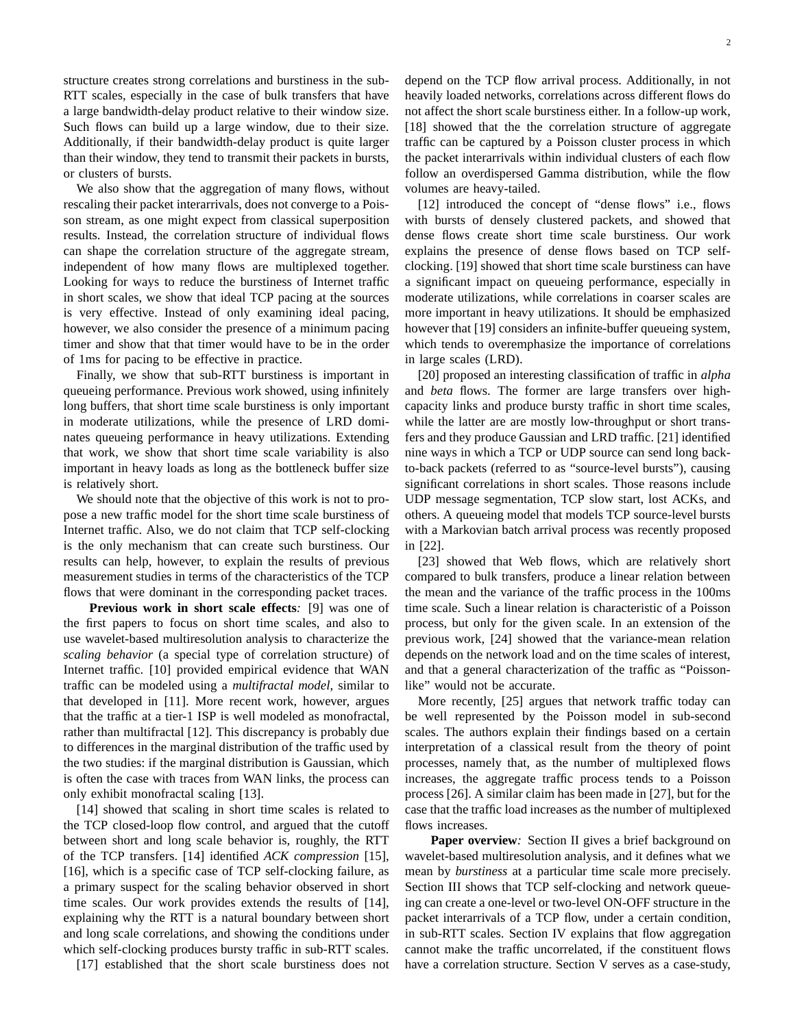structure creates strong correlations and burstiness in the sub-RTT scales, especially in the case of bulk transfers that have a large bandwidth-delay product relative to their window size. Such flows can build up a large window, due to their size. Additionally, if their bandwidth-delay product is quite larger than their window, they tend to transmit their packets in bursts, or clusters of bursts.

We also show that the aggregation of many flows, without rescaling their packet interarrivals, does not converge to a Poisson stream, as one might expect from classical superposition results. Instead, the correlation structure of individual flows can shape the correlation structure of the aggregate stream, independent of how many flows are multiplexed together. Looking for ways to reduce the burstiness of Internet traffic in short scales, we show that ideal TCP pacing at the sources is very effective. Instead of only examining ideal pacing, however, we also consider the presence of a minimum pacing timer and show that that timer would have to be in the order of 1ms for pacing to be effective in practice.

Finally, we show that sub-RTT burstiness is important in queueing performance. Previous work showed, using infinitely long buffers, that short time scale burstiness is only important in moderate utilizations, while the presence of LRD dominates queueing performance in heavy utilizations. Extending that work, we show that short time scale variability is also important in heavy loads as long as the bottleneck buffer size is relatively short.

We should note that the objective of this work is not to propose a new traffic model for the short time scale burstiness of Internet traffic. Also, we do not claim that TCP self-clocking is the only mechanism that can create such burstiness. Our results can help, however, to explain the results of previous measurement studies in terms of the characteristics of the TCP flows that were dominant in the corresponding packet traces.

**Previous work in short scale effects***:* [9] was one of the first papers to focus on short time scales, and also to use wavelet-based multiresolution analysis to characterize the *scaling behavior* (a special type of correlation structure) of Internet traffic. [10] provided empirical evidence that WAN traffic can be modeled using a *multifractal model*, similar to that developed in [11]. More recent work, however, argues that the traffic at a tier-1 ISP is well modeled as monofractal, rather than multifractal [12]. This discrepancy is probably due to differences in the marginal distribution of the traffic used by the two studies: if the marginal distribution is Gaussian, which is often the case with traces from WAN links, the process can only exhibit monofractal scaling [13].

[14] showed that scaling in short time scales is related to the TCP closed-loop flow control, and argued that the cutoff between short and long scale behavior is, roughly, the RTT of the TCP transfers. [14] identified *ACK compression* [15], [16], which is a specific case of TCP self-clocking failure, as a primary suspect for the scaling behavior observed in short time scales. Our work provides extends the results of [14], explaining why the RTT is a natural boundary between short and long scale correlations, and showing the conditions under which self-clocking produces bursty traffic in sub-RTT scales.

[17] established that the short scale burstiness does not depend on the TCP flow arrival process. Additionally, in not heavily loaded networks, correlations across different flows do not affect the short scale burstiness either. In a follow-up work, [18] showed that the the correlation structure of aggregate traffic can be captured by a Poisson cluster process in which the packet interarrivals within individual clusters of each flow follow an overdispersed Gamma distribution, while the flow volumes are heavy-tailed.

[12] introduced the concept of "dense flows" i.e., flows with bursts of densely clustered packets, and showed that dense flows create short time scale burstiness. Our work explains the presence of dense flows based on TCP self-clocking. [19] showed that short time scale burstiness can have a significant impact on queueing performance, especially in moderate utilizations, while correlations in coarser scales are more important in heavy utilizations. It should be emphasized however that [19] considers an infinite-buffer queueing system, which tends to overemphasize the importance of correlations in large scales (LRD).

[20] proposed an interesting classification of traffic in *alpha* and *beta* flows. The former are large transfers over high-capacity links and produce bursty traffic in short time scales, while the latter are are mostly low-throughput or short transfers and they produce Gaussian and LRD traffic. [21] identified nine ways in which a TCP or UDP source can send long back-to-back packets (referred to as "source-level bursts"), causing significant correlations in short scales. Those reasons include UDP message segmentation, TCP slow start, lost ACKs, and others. A queueing model that models TCP source-level bursts with a Markovian batch arrival process was recently proposed in [22].

[23] showed that Web flows, which are relatively short compared to bulk transfers, produce a linear relation between the mean and the variance of the traffic process in the 100ms time scale. Such a linear relation is characteristic of a Poisson process, but only for the given scale. In an extension of the previous work, [24] showed that the variance-mean relation depends on the network load and on the time scales of interest, and that a general characterization of the traffic as "Poisson-like" would not be accurate.

More recently, [25] argues that network traffic today can be well represented by the Poisson model in sub-second scales. The authors explain their findings based on a certain interpretation of a classical result from the theory of point processes, namely that, as the number of multiplexed flows increases, the aggregate traffic process tends to a Poisson process [26]. A similar claim has been made in [27], but for the case that the traffic load increases as the number of multiplexed flows increases.

**Paper overview***:* Section II gives a brief background on wavelet-based multiresolution analysis, and it defines what we mean by *burstiness* at a particular time scale more precisely. Section III shows that TCP self-clocking and network queueing can create a one-level or two-level ON-OFF structure in the packet interarrivals of a TCP flow, under a certain condition, in sub-RTT scales. Section IV explains that flow aggregation cannot make the traffic uncorrelated, if the constituent flows have a correlation structure. Section V serves as a case-study,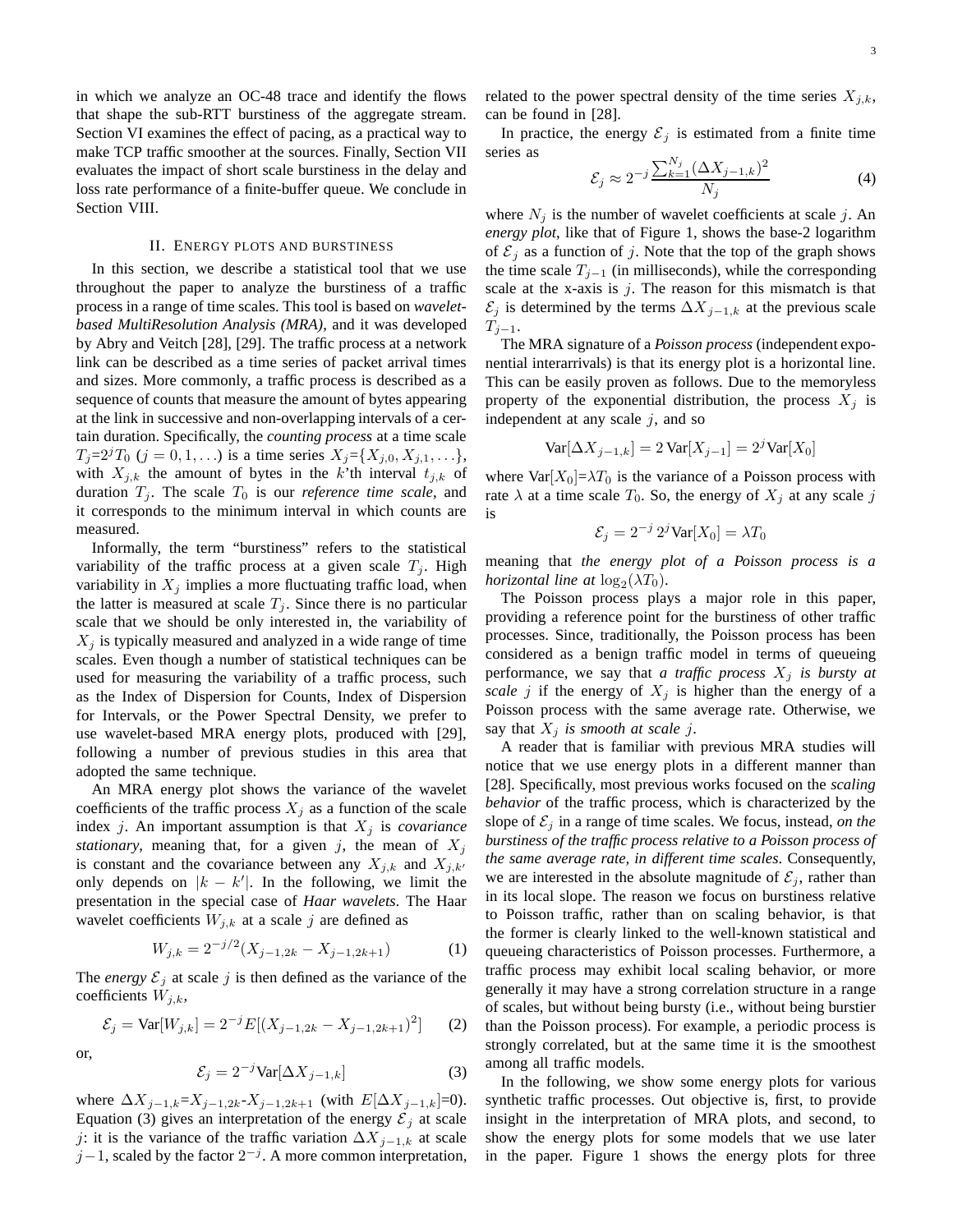in which we analyze an OC-48 trace and identify the flows that shape the sub-RTT burstiness of the aggregate stream. Section VI examines the effect of pacing, as a practical way to make TCP traffic smoother at the sources. Finally, Section VII evaluates the impact of short scale burstiness in the delay and loss rate performance of a finite-buffer queue. We conclude in Section VIII.

## II. Energy plots and burstiness

In this section, we describe a statistical tool that we use throughout the paper to analyze the burstiness of a traffic process in a range of time scales. This tool is based on *wavelet-based MultiResolution Analysis (MRA)*, and it was developed by Abry and Veitch [28], [29]. The traffic process at a network link can be described as a time series of packet arrival times and sizes. More commonly, a traffic process is described as a sequence of counts that measure the amount of bytes appearing at the link in successive and non-overlapping intervals of a certain duration. Specifically, the *counting process* at a time scale $T_j$=$2^j T_0$ ($j = 0, 1, \ldots$) is a time series $X_j$=$\{X_{j,0}, X_{j,1}, \ldots\}$, with $X_{j,k}$ the amount of bytes in the $k$'th interval $t_{j,k}$ of duration $T_j$. The scale $T_0$ is our *reference time scale*, and it corresponds to the minimum interval in which counts are measured.

Informally, the term "burstiness" refers to the statistical variability of the traffic process at a given scale $T_j$. High variability in $X_j$ implies a more fluctuating traffic load, when the latter is measured at scale $T_j$. Since there is no particular scale that we should be only interested in, the variability of $X_j$ is typically measured and analyzed in a wide range of time scales. Even though a number of statistical techniques can be used for measuring the variability of a traffic process, such as the Index of Dispersion for Counts, Index of Dispersion for Intervals, or the Power Spectral Density, we prefer to use wavelet-based MRA energy plots, produced with [29], following a number of previous studies in this area that adopted the same technique.

An MRA energy plot shows the variance of the wavelet coefficients of the traffic process $X_j$ as a function of the scale index $j$. An important assumption is that $X_j$ is *covariance stationary*, meaning that, for a given $j$, the mean of $X_j$ is constant and the covariance between any $X_{j,k}$ and $X_{j,k'}$ only depends on $|k - k'|$. In the following, we limit the presentation in the special case of *Haar wavelets*. The Haar wavelet coefficients $W_{j,k}$ at a scale $j$ are defined as

$$W_{j,k} = 2^{-j/2}(X_{j-1,2k} - X_{j-1,2k+1}) \tag{1}$$

The *energy* $\mathcal{E}_j$ at scale $j$ is then defined as the variance of the coefficients $W_{j,k}$,

$$\mathcal{E}_j = \text{Var}[W_{j,k}] = 2^{-j} E[(X_{j-1,2k} - X_{j-1,2k+1})^2] \tag{2}$$

or,

$$\mathcal{E}_j = 2^{-j}\text{Var}[\Delta X_{j-1,k}] \tag{3}$$

where $\Delta X_{j-1,k}$=$X_{j-1,2k}$-$X_{j-1,2k+1}$ (with $E[\Delta X_{j-1,k}]$=0). Equation (3) gives an interpretation of the energy $\mathcal{E}_j$ at scale $j$: it is the variance of the traffic variation $\Delta X_{j-1,k}$ at scale $j-1$, scaled by the factor $2^{-j}$. A more common interpretation, related to the power spectral density of the time series $X_{j,k}$, can be found in [28].

In practice, the energy $\mathcal{E}_j$ is estimated from a finite time series as

$$\mathcal{E}_j \approx 2^{-j} \frac{\sum_{k=1}^{N_j} (\Delta X_{j-1,k})^2}{N_j} \tag{4}$$

where $N_j$ is the number of wavelet coefficients at scale $j$. An *energy plot*, like that of Figure 1, shows the base-2 logarithm of $\mathcal{E}_j$ as a function of $j$. Note that the top of the graph shows the time scale $T_{j-1}$ (in milliseconds), while the corresponding scale at the x-axis is $j$. The reason for this mismatch is that $\mathcal{E}_j$ is determined by the terms $\Delta X_{j-1,k}$ at the previous scale $T_{j-1}$.

The MRA signature of a *Poisson process* (independent exponential interarrivals) is that its energy plot is a horizontal line. This can be easily proven as follows. Due to the memoryless property of the exponential distribution, the process $X_j$ is independent at any scale $j$, and so

$$\text{Var}[\Delta X_{j-1,k}] = 2\,\text{Var}[X_{j-1}] = 2^j \text{Var}[X_0]$$

where $\text{Var}[X_0]$=$\lambda T_0$ is the variance of a Poisson process with rate $\lambda$ at a time scale $T_0$. So, the energy of $X_j$ at any scale $j$ is

$$\mathcal{E}_j = 2^{-j}\, 2^j \text{Var}[X_0] = \lambda T_0$$

meaning that *the energy plot of a Poisson process is a horizontal line at* $\log_2(\lambda T_0)$.

The Poisson process plays a major role in this paper, providing a reference point for the burstiness of other traffic processes. Since, traditionally, the Poisson process has been considered as a benign traffic model in terms of queueing performance, we say that *a traffic process $X_j$ is bursty at scale $j$* if the energy of $X_j$ is higher than the energy of a Poisson process with the same average rate. Otherwise, we say that *$X_j$ is smooth at scale $j$*.

A reader that is familiar with previous MRA studies will notice that we use energy plots in a different manner than [28]. Specifically, most previous works focused on the *scaling behavior* of the traffic process, which is characterized by the slope of $\mathcal{E}_j$ in a range of time scales. We focus, instead, *on the burstiness of the traffic process relative to a Poisson process of the same average rate, in different time scales*. Consequently, we are interested in the absolute magnitude of $\mathcal{E}_j$, rather than in its local slope. The reason we focus on burstiness relative to Poisson traffic, rather than on scaling behavior, is that the former is clearly linked to the well-known statistical and queueing characteristics of Poisson processes. Furthermore, a traffic process may exhibit local scaling behavior, or more generally it may have a strong correlation structure in a range of scales, but without being bursty (i.e., without being burstier than the Poisson process). For example, a periodic process is strongly correlated, but at the same time it is the smoothest among all traffic models.

In the following, we show some energy plots for various synthetic traffic processes. Out objective is, first, to provide insight in the interpretation of MRA plots, and second, to show the energy plots for some models that we use later in the paper. Figure 1 shows the energy plots for three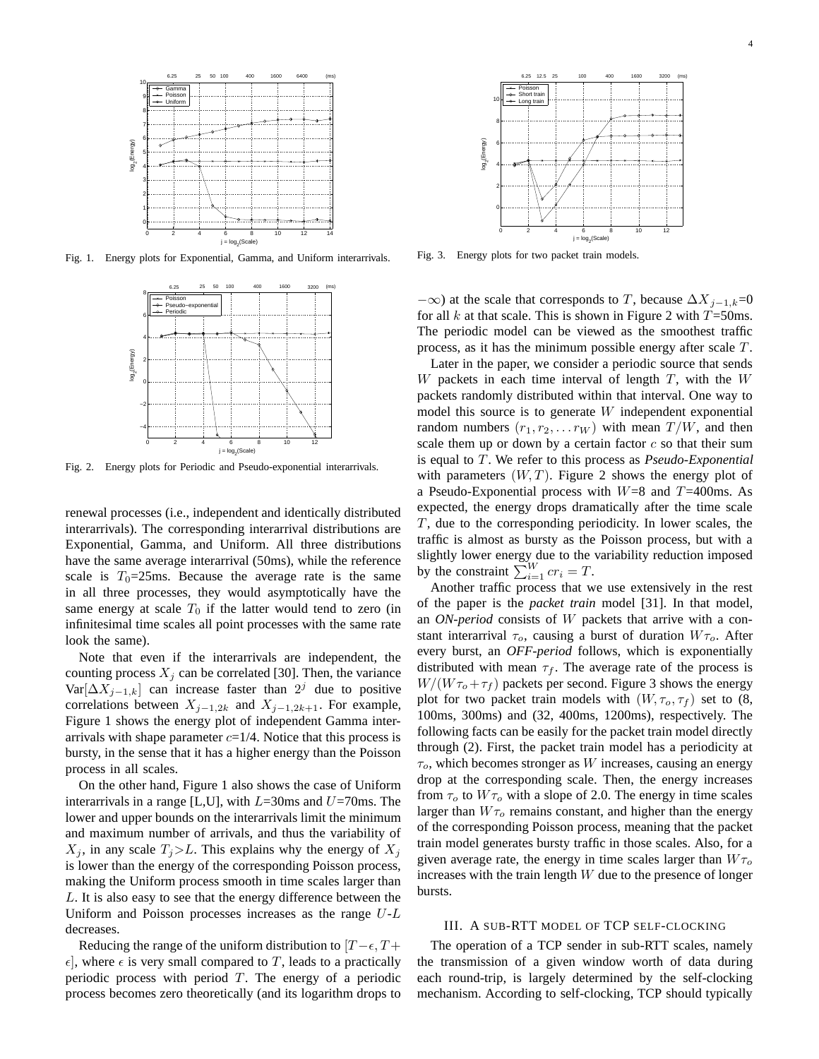Fig. 1. Energy plots for Exponential, Gamma, and Uniform interarrivals.

Fig. 2. Energy plots for Periodic and Pseudo-exponential interarrivals.

renewal processes (i.e., independent and identically distributed interarrivals). The corresponding interarrival distributions are Exponential, Gamma, and Uniform. All three distributions have the same average interarrival (50ms), while the reference scale is $T_0$=25ms. Because the average rate is the same in all three processes, they would asymptotically have the same energy at scale $T_0$ if the latter would tend to zero (in infinitesimal time scales all point processes with the same rate look the same).

Note that even if the interarrivals are independent, the counting process $X_j$ can be correlated [30]. Then, the variance $\text{Var}[\Delta X_{j-1,k}]$ can increase faster than $2^j$ due to positive correlations between $X_{j-1,2k}$ and $X_{j-1,2k+1}$. For example, Figure 1 shows the energy plot of independent Gamma interarrivals with shape parameter $c$=1/4. Notice that this process is bursty, in the sense that it has a higher energy than the Poisson process in all scales.

On the other hand, Figure 1 also shows the case of Uniform interarrivals in a range [L,U], with $L$=30ms and $U$=70ms. The lower and upper bounds on the interarrivals limit the minimum and maximum number of arrivals, and thus the variability of $X_j$, in any scale $T_j > L$. This explains why the energy of $X_j$ is lower than the energy of the corresponding Poisson process, making the Uniform process smooth in time scales larger than $L$. It is also easy to see that the energy difference between the Uniform and Poisson processes increases as the range $U$-$L$ decreases.

Reducing the range of the uniform distribution to $[T-\epsilon, T+\epsilon]$, where $\epsilon$ is very small compared to $T$, leads to a practically periodic process with period $T$. The energy of a periodic process becomes zero theoretically (and its logarithm drops to $-\infty$) at the scale that corresponds to $T$, because $\Delta X_{j-1,k}$=0 for all $k$ at that scale. This is shown in Figure 2 with $T$=50ms. The periodic model can be viewed as the smoothest traffic process, as it has the minimum possible energy after scale $T$.

Fig. 3. Energy plots for two packet train models.

Later in the paper, we consider a periodic source that sends $W$ packets in each time interval of length $T$, with the $W$ packets randomly distributed within that interval. One way to model this source is to generate $W$ independent exponential random numbers $(r_1, r_2, \ldots r_W)$ with mean $T/W$, and then scale them up or down by a certain factor $c$ so that their sum is equal to $T$. We refer to this process as *Pseudo-Exponential* with parameters $(W, T)$. Figure 2 shows the energy plot of a Pseudo-Exponential process with $W$=8 and $T$=400ms. As expected, the energy drops dramatically after the time scale $T$, due to the corresponding periodicity. In lower scales, the traffic is almost as bursty as the Poisson process, but with a slightly lower energy due to the variability reduction imposed by the constraint $\sum_{i=1}^{W} cr_i = T$.

Another traffic process that we use extensively in the rest of the paper is the *packet train* model [31]. In that model, an *ON-period* consists of $W$ packets that arrive with a constant interarrival $\tau_o$, causing a burst of duration $W\tau_o$. After every burst, an *OFF-period* follows, which is exponentially distributed with mean $\tau_f$. The average rate of the process is $W/(W\tau_o + \tau_f)$ packets per second. Figure 3 shows the energy plot for two packet train models with $(W, \tau_o, \tau_f)$ set to (8, 100ms, 300ms) and (32, 400ms, 1200ms), respectively. The following facts can be easily for the packet train model directly through (2). First, the packet train model has a periodicity at $\tau_o$, which becomes stronger as $W$ increases, causing an energy drop at the corresponding scale. Then, the energy increases from $\tau_o$ to $W\tau_o$ with a slope of 2.0. The energy in time scales larger than $W\tau_o$ remains constant, and higher than the energy of the corresponding Poisson process, meaning that the packet train model generates bursty traffic in those scales. Also, for a given average rate, the energy in time scales larger than $W\tau_o$ increases with the train length $W$ due to the presence of longer bursts.

## III. A SUB-RTT MODEL OF TCP SELF-CLOCKING

The operation of a TCP sender in sub-RTT scales, namely the transmission of a given window worth of data during each round-trip, is largely determined by the self-clocking mechanism. According to self-clocking, TCP should typically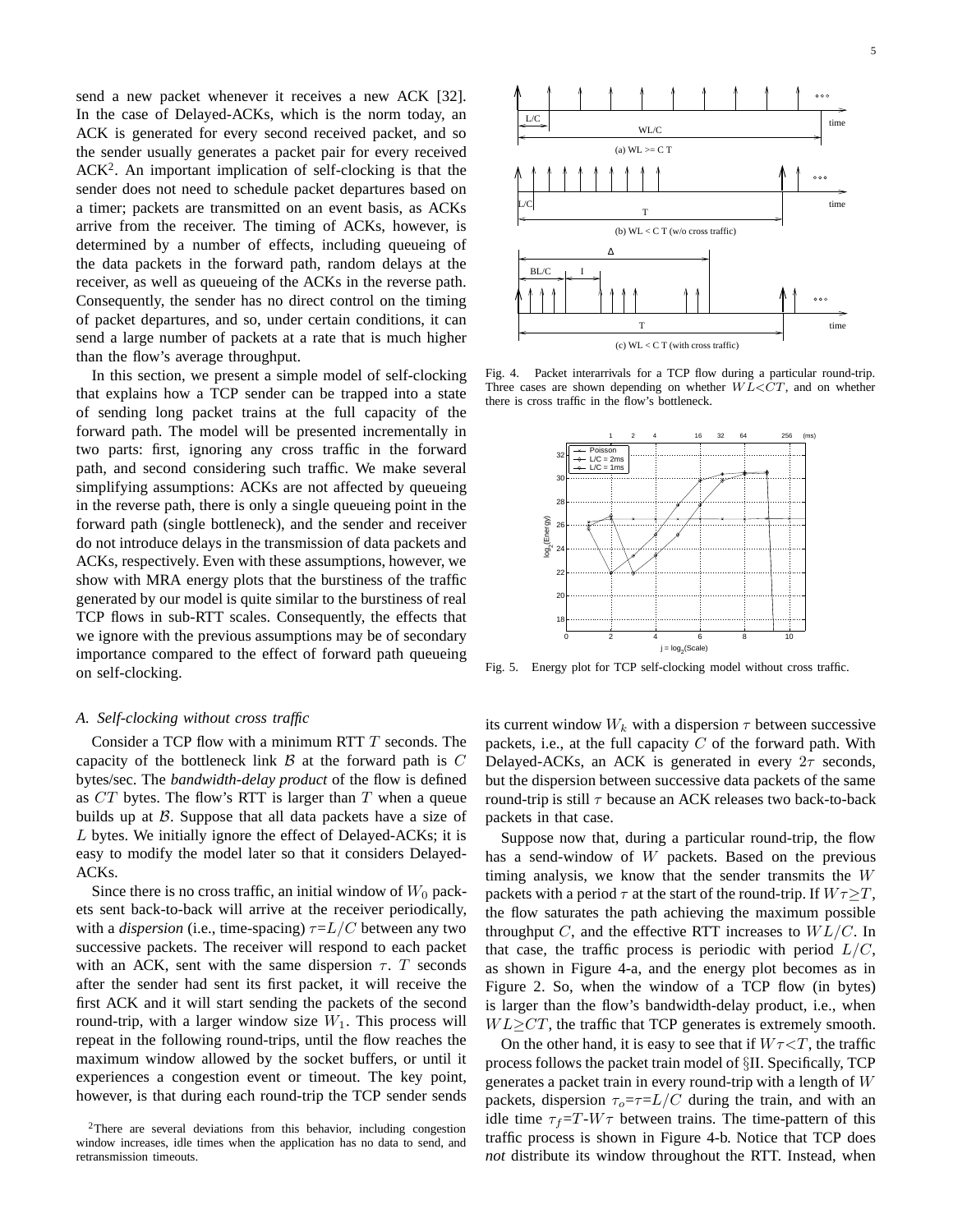send a new packet whenever it receives a new ACK [32]. In the case of Delayed-ACKs, which is the norm today, an ACK is generated for every second received packet, and so the sender usually generates a packet pair for every received ACK[2]. An important implication of self-clocking is that the sender does not need to schedule packet departures based on a timer; packets are transmitted on an event basis, as ACKs arrive from the receiver. The timing of ACKs, however, is determined by a number of effects, including queueing of the data packets in the forward path, random delays at the receiver, as well as queueing of the ACKs in the reverse path. Consequently, the sender has no direct control on the timing of packet departures, and so, under certain conditions, it can send a large number of packets at a rate that is much higher than the flow's average throughput.

In this section, we present a simple model of self-clocking that explains how a TCP sender can be trapped into a state of sending long packet trains at the full capacity of the forward path. The model will be presented incrementally in two parts: first, ignoring any cross traffic in the forward path, and second considering such traffic. We make several simplifying assumptions: ACKs are not affected by queueing in the reverse path, there is only a single queueing point in the forward path (single bottleneck), and the sender and receiver do not introduce delays in the transmission of data packets and ACKs, respectively. Even with these assumptions, however, we show with MRA energy plots that the burstiness of the traffic generated by our model is quite similar to the burstiness of real TCP flows in sub-RTT scales. Consequently, the effects that we ignore with the previous assumptions may be of secondary importance compared to the effect of forward path queueing on self-clocking.

### A. Self-clocking without cross traffic

Consider a TCP flow with a minimum RTT $T$ seconds. The capacity of the bottleneck link $\mathcal{B}$ at the forward path is $C$ bytes/sec. The *bandwidth-delay product* of the flow is defined as $CT$ bytes. The flow's RTT is larger than $T$ when a queue builds up at $\mathcal{B}$. Suppose that all data packets have a size of $L$ bytes. We initially ignore the effect of Delayed-ACKs; it is easy to modify the model later so that it considers Delayed-ACKs.

Since there is no cross traffic, an initial window of $W_0$ packets sent back-to-back will arrive at the receiver periodically, with a *dispersion* (i.e., time-spacing) $\tau$=$L/C$ between any two successive packets. The receiver will respond to each packet with an ACK, sent with the same dispersion $\tau$. $T$ seconds after the sender had sent its first packet, it will receive the first ACK and it will start sending the packets of the second round-trip, with a larger window size $W_1$. This process will repeat in the following round-trips, until the flow reaches the maximum window allowed by the socket buffers, or until it experiences a congestion event or timeout. The key point, however, is that during each round-trip the TCP sender sends its current window $W_k$ with a dispersion $\tau$ between successive packets, i.e., at the full capacity $C$ of the forward path. With Delayed-ACKs, an ACK is generated in every $2\tau$ seconds, but the dispersion between successive data packets of the same round-trip is still $\tau$ because an ACK releases two back-to-back packets in that case.

[2]There are several deviations from this behavior, including congestion window increases, idle times when the application has no data to send, and retransmission timeouts.

Fig. 4. Packet interarrivals for a TCP flow during a particular round-trip. Three cases are shown depending on whether $WL<CT$, and on whether there is cross traffic in the flow's bottleneck.

Fig. 5. Energy plot for TCP self-clocking model without cross traffic.

Suppose now that, during a particular round-trip, the flow has a send-window of $W$ packets. Based on the previous timing analysis, we know that the sender transmits the $W$ packets with a period $\tau$ at the start of the round-trip. If $W\tau\geq T$, the flow saturates the path achieving the maximum possible throughput $C$, and the effective RTT increases to $WL/C$. In that case, the traffic process is periodic with period $L/C$, as shown in Figure 4-a, and the energy plot becomes as in Figure 2. So, when the window of a TCP flow (in bytes) is larger than the flow's bandwidth-delay product, i.e., when $WL\geq CT$, the traffic that TCP generates is extremely smooth.

On the other hand, it is easy to see that if $W\tau<T$, the traffic process follows the packet train model of §II. Specifically, TCP generates a packet train in every round-trip with a length of $W$ packets, dispersion $\tau_o$=$\tau$=$L/C$ during the train, and with an idle time $\tau_f$=$T$-$W\tau$ between trains. The time-pattern of this traffic process is shown in Figure 4-b. Notice that TCP does *not* distribute its window throughout the RTT. Instead, when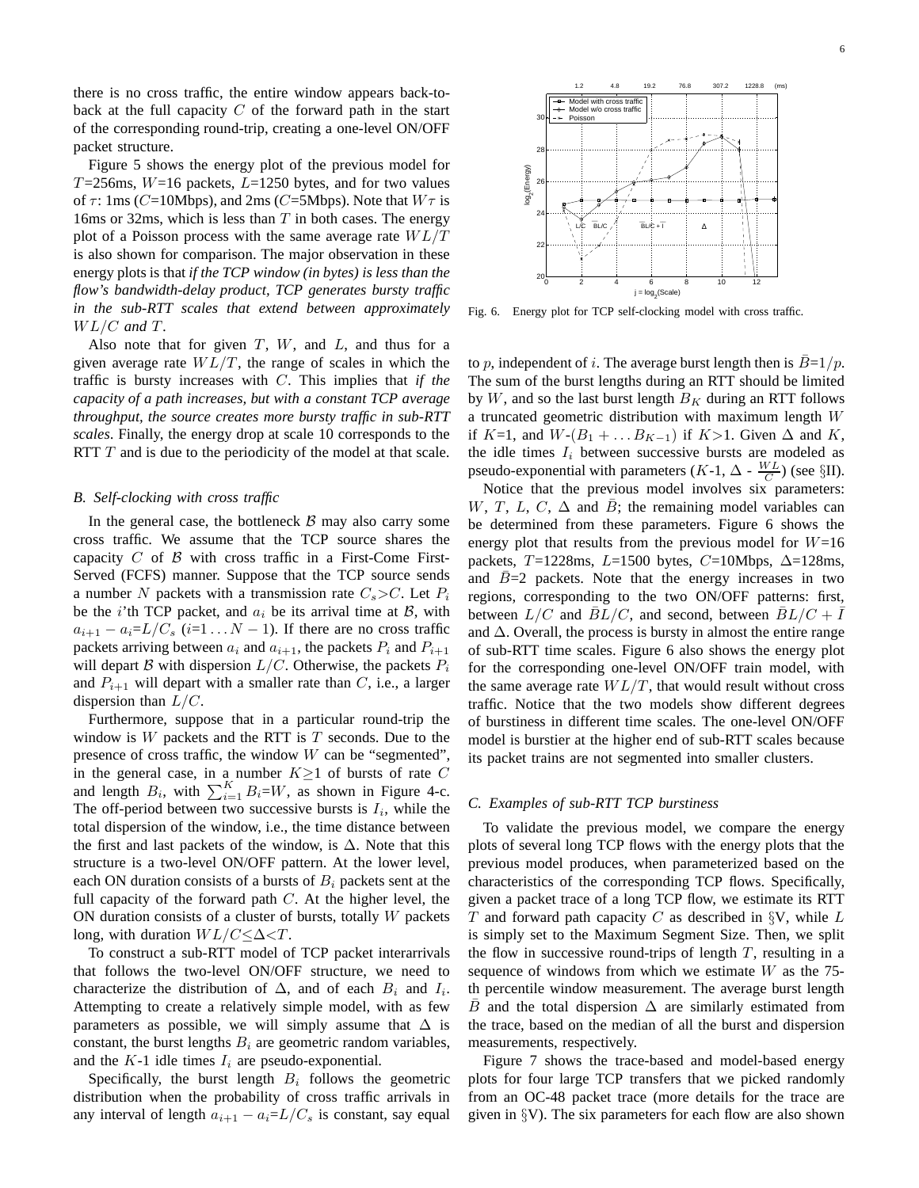there is no cross traffic, the entire window appears back-to-back at the full capacity $C$ of the forward path in the start of the corresponding round-trip, creating a one-level ON/OFF packet structure.

Figure 5 shows the energy plot of the previous model for $T$=256ms, $W$=16 packets, $L$=1250 bytes, and for two values of $\tau$: 1ms ($C$=10Mbps), and 2ms ($C$=5Mbps). Note that $W\tau$ is 16ms or 32ms, which is less than $T$ in both cases. The energy plot of a Poisson process with the same average rate $WL/T$ is also shown for comparison. The major observation in these energy plots is that *if the TCP window (in bytes) is less than the flow's bandwidth-delay product, TCP generates bursty traffic in the sub-RTT scales that extend between approximately $WL/C$ and $T$.*

Also note that for given $T$, $W$, and $L$, and thus for a given average rate $WL/T$, the range of scales in which the traffic is bursty increases with $C$. This implies that *if the capacity of a path increases, but with a constant TCP average throughput, the source creates more bursty traffic in sub-RTT scales*. Finally, the energy drop at scale 10 corresponds to the RTT $T$ and is due to the periodicity of the model at that scale.

### B. Self-clocking with cross traffic

In the general case, the bottleneck $\mathcal{B}$ may also carry some cross traffic. We assume that the TCP source shares the capacity $C$ of $\mathcal{B}$ with cross traffic in a First-Come First-Served (FCFS) manner. Suppose that the TCP source sends a number $N$ packets with a transmission rate $C_s$>$C$. Let $P_i$ be the $i$'th TCP packet, and $a_i$ be its arrival time at $\mathcal{B}$, with $a_{i+1} - a_i$=$L/C_s$ ($i$=$1 \ldots N-1$). If there are no cross traffic packets arriving between $a_i$ and $a_{i+1}$, the packets $P_i$ and $P_{i+1}$ will depart $\mathcal{B}$ with dispersion $L/C$. Otherwise, the packets $P_i$ and $P_{i+1}$ will depart with a smaller rate than $C$, i.e., a larger dispersion than $L/C$.

Furthermore, suppose that in a particular round-trip the window is $W$ packets and the RTT is $T$ seconds. Due to the presence of cross traffic, the window $W$ can be "segmented", in the general case, in a number $K \geq 1$ of bursts of rate $C$ and length $B_i$, with $\sum_{i=1}^{K} B_i$=$W$, as shown in Figure 4-c. The off-period between two successive bursts is $I_i$, while the total dispersion of the window, i.e., the time distance between the first and last packets of the window, is $\Delta$. Note that this structure is a two-level ON/OFF pattern. At the lower level, each ON duration consists of a bursts of $B_i$ packets sent at the full capacity of the forward path $C$. At the higher level, the ON duration consists of a cluster of bursts, totally $W$ packets long, with duration $WL/C \leq \Delta < T$.

To construct a sub-RTT model of TCP packet interarrivals that follows the two-level ON/OFF structure, we need to characterize the distribution of $\Delta$, and of each $B_i$ and $I_i$. Attempting to create a relatively simple model, with as few parameters as possible, we will simply assume that $\Delta$ is constant, the burst lengths $B_i$ are geometric random variables, and the $K$-1 idle times $I_i$ are pseudo-exponential.

Specifically, the burst length $B_i$ follows the geometric distribution when the probability of cross traffic arrivals in any interval of length $a_{i+1} - a_i$=$L/C_s$ is constant, say equal to $p$, independent of $i$. The average burst length then is $\bar{B}$=$1/p$. The sum of the burst lengths during an RTT should be limited by $W$, and so the last burst length $B_K$ during an RTT follows a truncated geometric distribution with maximum length $W$ if $K$=1, and $W$-$(B_1 + \ldots B_{K-1})$ if $K$>1. Given $\Delta$ and $K$, the idle times $I_i$ between successive bursts are modeled as pseudo-exponential with parameters ($K$-1, $\Delta$ - $\frac{WL}{C}$) (see §II).

Fig. 6. Energy plot for TCP self-clocking model with cross traffic.

Notice that the previous model involves six parameters: $W$, $T$, $L$, $C$, $\Delta$ and $\bar{B}$; the remaining model variables can be determined from these parameters. Figure 6 shows the energy plot that results from the previous model for $W$=16 packets, $T$=1228ms, $L$=1500 bytes, $C$=10Mbps, $\Delta$=128ms, and $\bar{B}$=2 packets. Note that the energy increases in two regions, corresponding to the two ON/OFF patterns: first, between $L/C$ and $\bar{B}L/C$, and second, between $\bar{B}L/C + \bar{I}$ and $\Delta$. Overall, the process is bursty in almost the entire range of sub-RTT time scales. Figure 6 also shows the energy plot for the corresponding one-level ON/OFF train model, with the same average rate $WL/T$, that would result without cross traffic. Notice that the two models show different degrees of burstiness in different time scales. The one-level ON/OFF model is burstier at the higher end of sub-RTT scales because its packet trains are not segmented into smaller clusters.

### C. Examples of sub-RTT TCP burstiness

To validate the previous model, we compare the energy plots of several long TCP flows with the energy plots that the previous model produces, when parameterized based on the characteristics of the corresponding TCP flows. Specifically, given a packet trace of a long TCP flow, we estimate its RTT $T$ and forward path capacity $C$ as described in §V, while $L$ is simply set to the Maximum Segment Size. Then, we split the flow in successive round-trips of length $T$, resulting in a sequence of windows from which we estimate $W$ as the 75-th percentile window measurement. The average burst length $\bar{B}$ and the total dispersion $\Delta$ are similarly estimated from the trace, based on the median of all the burst and dispersion measurements, respectively.

Figure 7 shows the trace-based and model-based energy plots for four large TCP transfers that we picked randomly from an OC-48 packet trace (more details for the trace are given in §V). The six parameters for each flow are also shown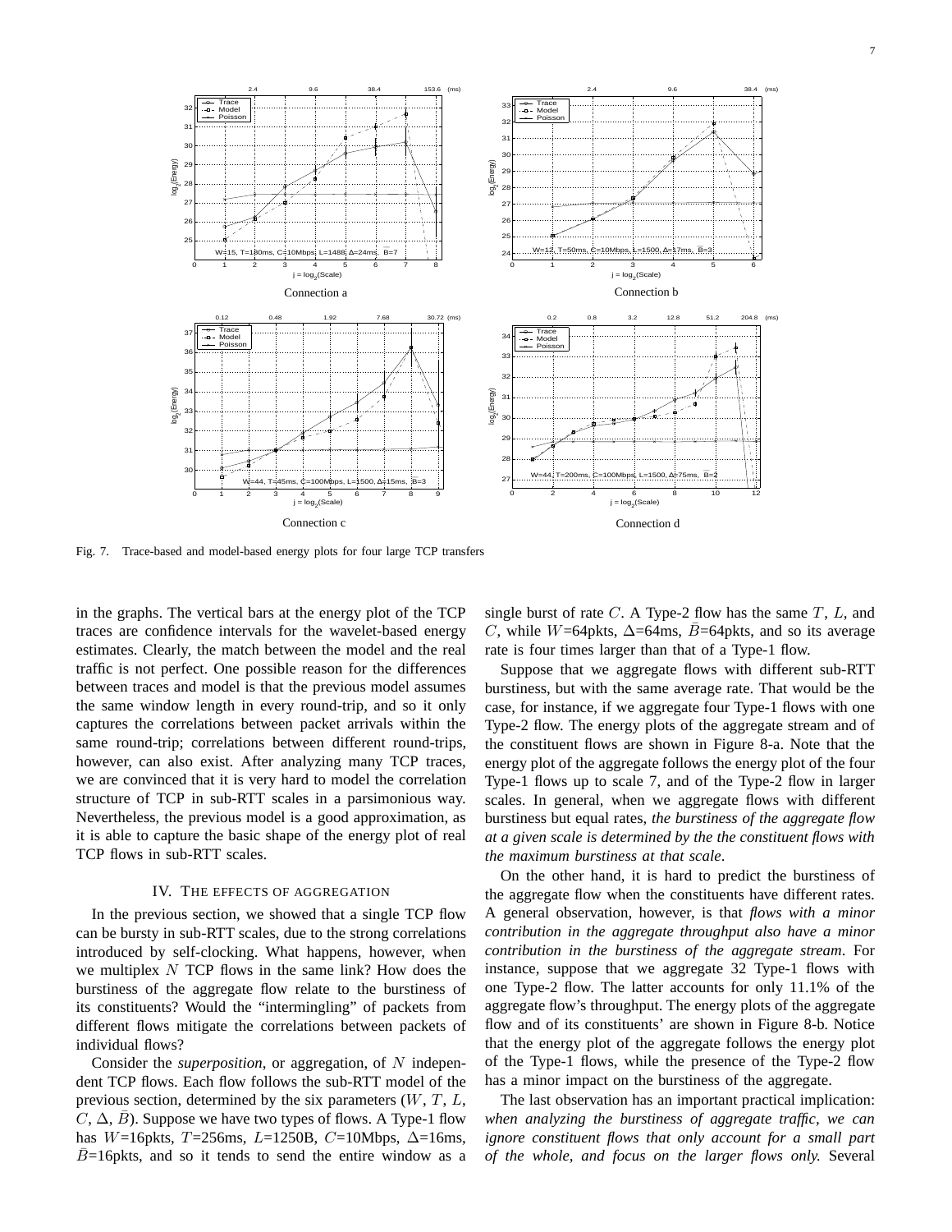Connection a

Connection b

Connection c

Connection d

Fig. 7. Trace-based and model-based energy plots for four large TCP transfers

in the graphs. The vertical bars at the energy plot of the TCP traces are confidence intervals for the wavelet-based energy estimates. Clearly, the match between the model and the real traffic is not perfect. One possible reason for the differences between traces and model is that the previous model assumes the same window length in every round-trip, and so it only captures the correlations between packet arrivals within the same round-trip; correlations between different round-trips, however, can also exist. After analyzing many TCP traces, we are convinced that it is very hard to model the correlation structure of TCP in sub-RTT scales in a parsimonious way. Nevertheless, the previous model is a good approximation, as it is able to capture the basic shape of the energy plot of real TCP flows in sub-RTT scales.

## IV. The effects of aggregation

In the previous section, we showed that a single TCP flow can be bursty in sub-RTT scales, due to the strong correlations introduced by self-clocking. What happens, however, when we multiplex $N$ TCP flows in the same link? How does the burstiness of the aggregate flow relate to the burstiness of its constituents? Would the "intermingling" of packets from different flows mitigate the correlations between packets of individual flows?

Consider the *superposition*, or aggregation, of $N$ independent TCP flows. Each flow follows the sub-RTT model of the previous section, determined by the six parameters ($W$, $T$, $L$, $C$, $\Delta$, $\bar{B}$). Suppose we have two types of flows. A Type-1 flow has $W$=16pkts, $T$=256ms, $L$=1250B, $C$=10Mbps, $\Delta$=16ms, $\bar{B}$=16pkts, and so it tends to send the entire window as a single burst of rate $C$. A Type-2 flow has the same $T$, $L$, and $C$, while $W$=64pkts, $\Delta$=64ms, $\bar{B}$=64pkts, and so its average rate is four times larger than that of a Type-1 flow.

Suppose that we aggregate flows with different sub-RTT burstiness, but with the same average rate. That would be the case, for instance, if we aggregate four Type-1 flows with one Type-2 flow. The energy plots of the aggregate stream and of the constituent flows are shown in Figure 8-a. Note that the energy plot of the aggregate follows the energy plot of the four Type-1 flows up to scale 7, and of the Type-2 flow in larger scales. In general, when we aggregate flows with different burstiness but equal rates, *the burstiness of the aggregate flow at a given scale is determined by the the constituent flows with the maximum burstiness at that scale*.

On the other hand, it is hard to predict the burstiness of the aggregate flow when the constituents have different rates. A general observation, however, is that *flows with a minor contribution in the aggregate throughput also have a minor contribution in the burstiness of the aggregate stream*. For instance, suppose that we aggregate 32 Type-1 flows with one Type-2 flow. The latter accounts for only 11.1% of the aggregate flow's throughput. The energy plots of the aggregate flow and of its constituents' are shown in Figure 8-b. Notice that the energy plot of the aggregate follows the energy plot of the Type-1 flows, while the presence of the Type-2 flow has a minor impact on the burstiness of the aggregate.

The last observation has an important practical implication: *when analyzing the burstiness of aggregate traffic, we can ignore constituent flows that only account for a small part of the whole, and focus on the larger flows only.* Several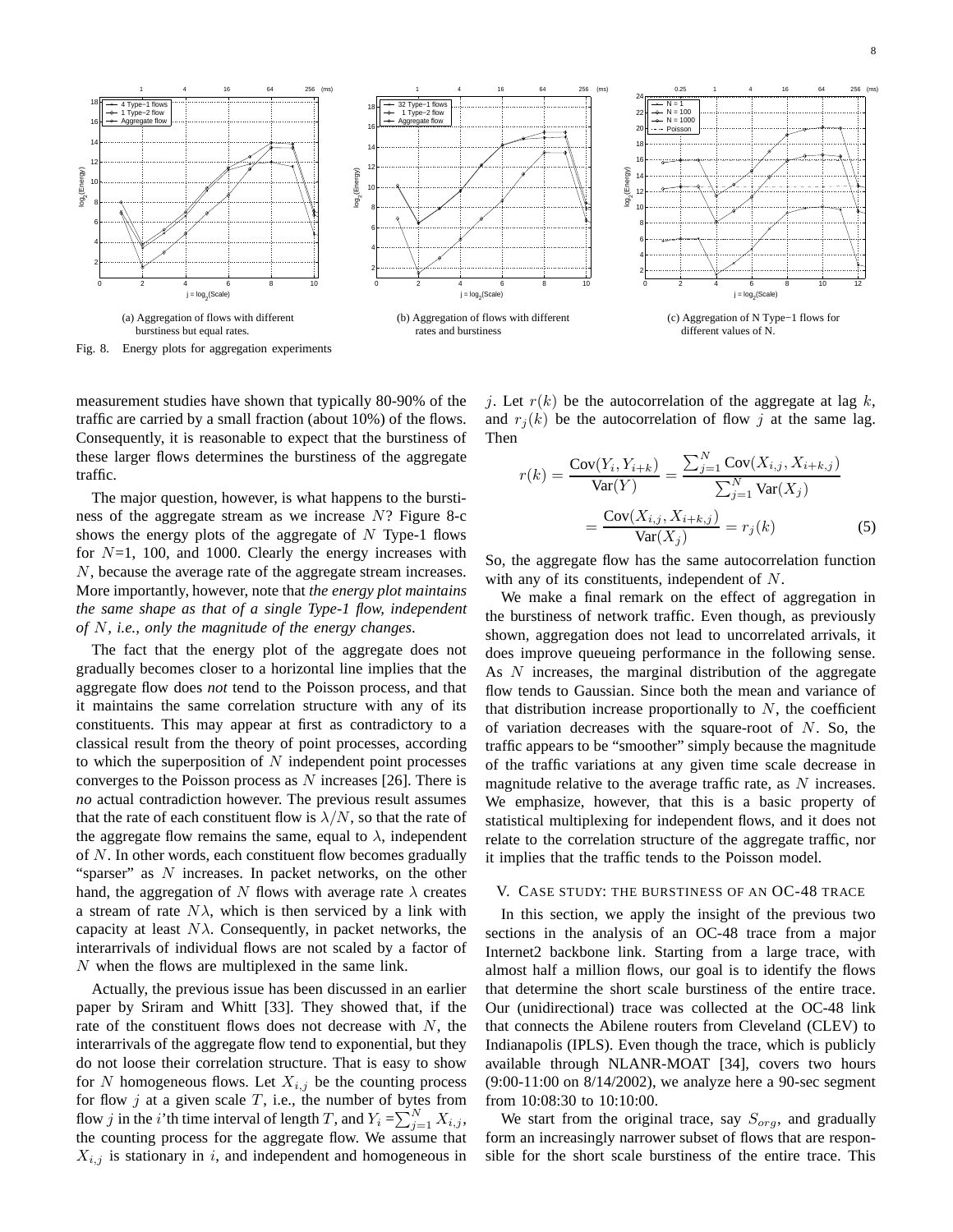(a) Aggregation of flows with different burstiness but equal rates.

(b) Aggregation of flows with different rates and burstiness

(c) Aggregation of N Type−1 flows for different values of N.

Fig. 8. Energy plots for aggregation experiments

measurement studies have shown that typically 80-90% of the traffic are carried by a small fraction (about 10%) of the flows. Consequently, it is reasonable to expect that the burstiness of these larger flows determines the burstiness of the aggregate traffic.

The major question, however, is what happens to the burstiness of the aggregate stream as we increase $N$? Figure 8-c shows the energy plots of the aggregate of $N$ Type-1 flows for $N$=1, 100, and 1000. Clearly the energy increases with $N$, because the average rate of the aggregate stream increases. More importantly, however, note that *the energy plot maintains the same shape as that of a single Type-1 flow, independent of $N$, i.e., only the magnitude of the energy changes*.

The fact that the energy plot of the aggregate does not gradually becomes closer to a horizontal line implies that the aggregate flow does *not* tend to the Poisson process, and that it maintains the same correlation structure with any of its constituents. This may appear at first as contradictory to a classical result from the theory of point processes, according to which the superposition of $N$ independent point processes converges to the Poisson process as $N$ increases [26]. There is *no* actual contradiction however. The previous result assumes that the rate of each constituent flow is $\lambda/N$, so that the rate of the aggregate flow remains the same, equal to $\lambda$, independent of $N$. In other words, each constituent flow becomes gradually "sparser" as $N$ increases. In packet networks, on the other hand, the aggregation of $N$ flows with average rate $\lambda$ creates a stream of rate $N\lambda$, which is then serviced by a link with capacity at least $N\lambda$. Consequently, in packet networks, the interarrivals of individual flows are not scaled by a factor of $N$ when the flows are multiplexed in the same link.

Actually, the previous issue has been discussed in an earlier paper by Sriram and Whitt [33]. They showed that, if the rate of the constituent flows does not decrease with $N$, the interarrivals of the aggregate flow tend to exponential, but they do not loose their correlation structure. That is easy to show for $N$ homogeneous flows. Let $X_{i,j}$ be the counting process for flow $j$ at a given scale $T$, i.e., the number of bytes from flow $j$ in the $i$'th time interval of length $T$, and $Y_i = \sum_{j=1}^{N} X_{i,j}$, the counting process for the aggregate flow. We assume that $X_{i,j}$ is stationary in $i$, and independent and homogeneous in $j$. Let $r(k)$ be the autocorrelation of the aggregate at lag $k$, and $r_j(k)$ be the autocorrelation of flow $j$ at the same lag. Then

$$r(k) = \frac{\text{Cov}(Y_i, Y_{i+k})}{\text{Var}(Y)} = \frac{\sum_{j=1}^{N} \text{Cov}(X_{i,j}, X_{i+k,j})}{\sum_{j=1}^{N} \text{Var}(X_j)}$$
$$= \frac{\text{Cov}(X_{i,j}, X_{i+k,j})}{\text{Var}(X_j)} = r_j(k) \tag{5}$$

So, the aggregate flow has the same autocorrelation function with any of its constituents, independent of $N$.

We make a final remark on the effect of aggregation in the burstiness of network traffic. Even though, as previously shown, aggregation does not lead to uncorrelated arrivals, it does improve queueing performance in the following sense. As $N$ increases, the marginal distribution of the aggregate flow tends to Gaussian. Since both the mean and variance of that distribution increase proportionally to $N$, the coefficient of variation decreases with the square-root of $N$. So, the traffic appears to be "smoother" simply because the magnitude of the traffic variations at any given time scale decrease in magnitude relative to the average traffic rate, as $N$ increases. We emphasize, however, that this is a basic property of statistical multiplexing for independent flows, and it does not relate to the correlation structure of the aggregate traffic, nor it implies that the traffic tends to the Poisson model.

## V. Case study: the burstiness of an OC-48 trace

In this section, we apply the insight of the previous two sections in the analysis of an OC-48 trace from a major Internet2 backbone link. Starting from a large trace, with almost half a million flows, our goal is to identify the flows that determine the short scale burstiness of the entire trace. Our (unidirectional) trace was collected at the OC-48 link that connects the Abilene routers from Cleveland (CLEV) to Indianapolis (IPLS). Even though the trace, which is publicly available through NLANR-MOAT [34], covers two hours (9:00-11:00 on 8/14/2002), we analyze here a 90-sec segment from 10:08:30 to 10:10:00.

We start from the original trace, say $S_{org}$, and gradually form an increasingly narrower subset of flows that are responsible for the short scale burstiness of the entire trace. This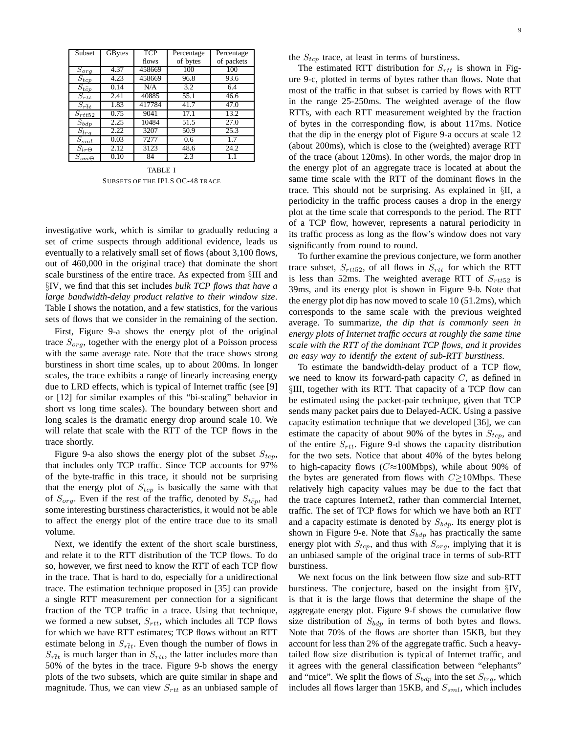| Subset | GBytes | TCP flows | Percentage of bytes | Percentage of packets |
| --- | --- | --- | --- | --- |
| $S_{org}$ | 4.37 | 458669 | 100 | 100 |
| $S_{tcp}$ | 4.23 | 458669 | 96.8 | 93.6 |
| $S_{\bar{tcp}}$ | 0.14 | N/A | 3.2 | 6.4 |
| $S_{rtt}$ | 2.41 | 40885 | 55.1 | 46.6 |
| $S_{\bar{rtt}}$ | 1.83 | 417784 | 41.7 | 47.0 |
| $S_{rtt52}$ | 0.75 | 9041 | 17.1 | 13.2 |
| $S_{bdp}$ | 2.25 | 10484 | 51.5 | 27.0 |
| $S_{lrg}$ | 2.22 | 3207 | 50.9 | 25.3 |
| $S_{sml}$ | 0.03 | 7277 | 0.6 | 1.7 |
| $S_{lr\Theta}$ | 2.12 | 3123 | 48.6 | 24.2 |
| $S_{sm\Theta}$ | 0.10 | 84 | 2.3 | 1.1 |

TABLE I
SUBSETS OF THE IPLS OC-48 TRACE

investigative work, which is similar to gradually reducing a set of crime suspects through additional evidence, leads us eventually to a relatively small set of flows (about 3,100 flows, out of 460,000 in the original trace) that dominate the short scale burstiness of the entire trace. As expected from §III and §IV, we find that this set includes *bulk TCP flows that have a large bandwidth-delay product relative to their window size*. Table I shows the notation, and a few statistics, for the various sets of flows that we consider in the remaining of the section.

First, Figure 9-a shows the energy plot of the original trace $S_{org}$, together with the energy plot of a Poisson process with the same average rate. Note that the trace shows strong burstiness in short time scales, up to about 200ms. In longer scales, the trace exhibits a range of linearly increasing energy due to LRD effects, which is typical of Internet traffic (see [9] or [12] for similar examples of this "bi-scaling" behavior in short vs long time scales). The boundary between short and long scales is the dramatic energy drop around scale 10. We will relate that scale with the RTT of the TCP flows in the trace shortly.

Figure 9-a also shows the energy plot of the subset $S_{tcp}$, that includes only TCP traffic. Since TCP accounts for 97% of the byte-traffic in this trace, it should not be surprising that the energy plot of $S_{tcp}$ is basically the same with that of $S_{org}$. Even if the rest of the traffic, denoted by $S_{\bar{tcp}}$, had some interesting burstiness characteristics, it would not be able to affect the energy plot of the entire trace due to its small volume.

Next, we identify the extent of the short scale burstiness, and relate it to the RTT distribution of the TCP flows. To do so, however, we first need to know the RTT of each TCP flow in the trace. That is hard to do, especially for a unidirectional trace. The estimation technique proposed in [35] can provide a single RTT measurement per connection for a significant fraction of the TCP traffic in a trace. Using that technique, we formed a new subset, $S_{rtt}$, which includes all TCP flows for which we have RTT estimates; TCP flows without an RTT estimate belong in $S_{\bar{rtt}}$. Even though the number of flows in $S_{\bar{rtt}}$ is much larger than in $S_{rtt}$, the latter includes more than 50% of the bytes in the trace. Figure 9-b shows the energy plots of the two subsets, which are quite similar in shape and magnitude. Thus, we can view $S_{rtt}$ as an unbiased sample of the $S_{tcp}$ trace, at least in terms of burstiness.

The estimated RTT distribution for $S_{rtt}$ is shown in Figure 9-c, plotted in terms of bytes rather than flows. Note that most of the traffic in that subset is carried by flows with RTT in the range 25-250ms. The weighted average of the flow RTTs, with each RTT measurement weighted by the fraction of bytes in the corresponding flow, is about 117ms. Notice that the dip in the energy plot of Figure 9-a occurs at scale 12 (about 200ms), which is close to the (weighted) average RTT of the trace (about 120ms). In other words, the major drop in the energy plot of an aggregate trace is located at about the same time scale with the RTT of the dominant flows in the trace. This should not be surprising. As explained in §II, a periodicity in the traffic process causes a drop in the energy plot at the time scale that corresponds to the period. The RTT of a TCP flow, however, represents a natural periodicity in its traffic process as long as the flow's window does not vary significantly from round to round.

To further examine the previous conjecture, we form another trace subset, $S_{rtt52}$, of all flows in $S_{rtt}$ for which the RTT is less than 52ms. The weighted average RTT of $S_{rtt52}$ is 39ms, and its energy plot is shown in Figure 9-b. Note that the energy plot dip has now moved to scale 10 (51.2ms), which corresponds to the same scale with the previous weighted average. To summarize, *the dip that is commonly seen in energy plots of Internet traffic occurs at roughly the same time scale with the RTT of the dominant TCP flows, and it provides an easy way to identify the extent of sub-RTT burstiness*.

To estimate the bandwidth-delay product of a TCP flow, we need to know its forward-path capacity $C$, as defined in §III, together with its RTT. That capacity of a TCP flow can be estimated using the packet-pair technique, given that TCP sends many packet pairs due to Delayed-ACK. Using a passive capacity estimation technique that we developed [36], we can estimate the capacity of about 90% of the bytes in $S_{tcp}$, and of the entire $S_{rtt}$. Figure 9-d shows the capacity distribution for the two sets. Notice that about 40% of the bytes belong to high-capacity flows ($C \approx 100$Mbps), while about 90% of the bytes are generated from flows with $C \geq 10$Mbps. These relatively high capacity values may be due to the fact that the trace captures Internet2, rather than commercial Internet, traffic. The set of TCP flows for which we have both an RTT and a capacity estimate is denoted by $S_{bdp}$. Its energy plot is shown in Figure 9-e. Note that $S_{bdp}$ has practically the same energy plot with $S_{tcp}$, and thus with $S_{org}$, implying that it is an unbiased sample of the original trace in terms of sub-RTT burstiness.

We next focus on the link between flow size and sub-RTT burstiness. The conjecture, based on the insight from §IV, is that it is the large flows that determine the shape of the aggregate energy plot. Figure 9-f shows the cumulative flow size distribution of $S_{bdp}$ in terms of both bytes and flows. Note that 70% of the flows are shorter than 15KB, but they account for less than 2% of the aggregate traffic. Such a heavy-tailed flow size distribution is typical of Internet traffic, and it agrees with the general classification between "elephants" and "mice". We split the flows of $S_{bdp}$ into the set $S_{lrg}$, which includes all flows larger than 15KB, and $S_{sml}$, which includes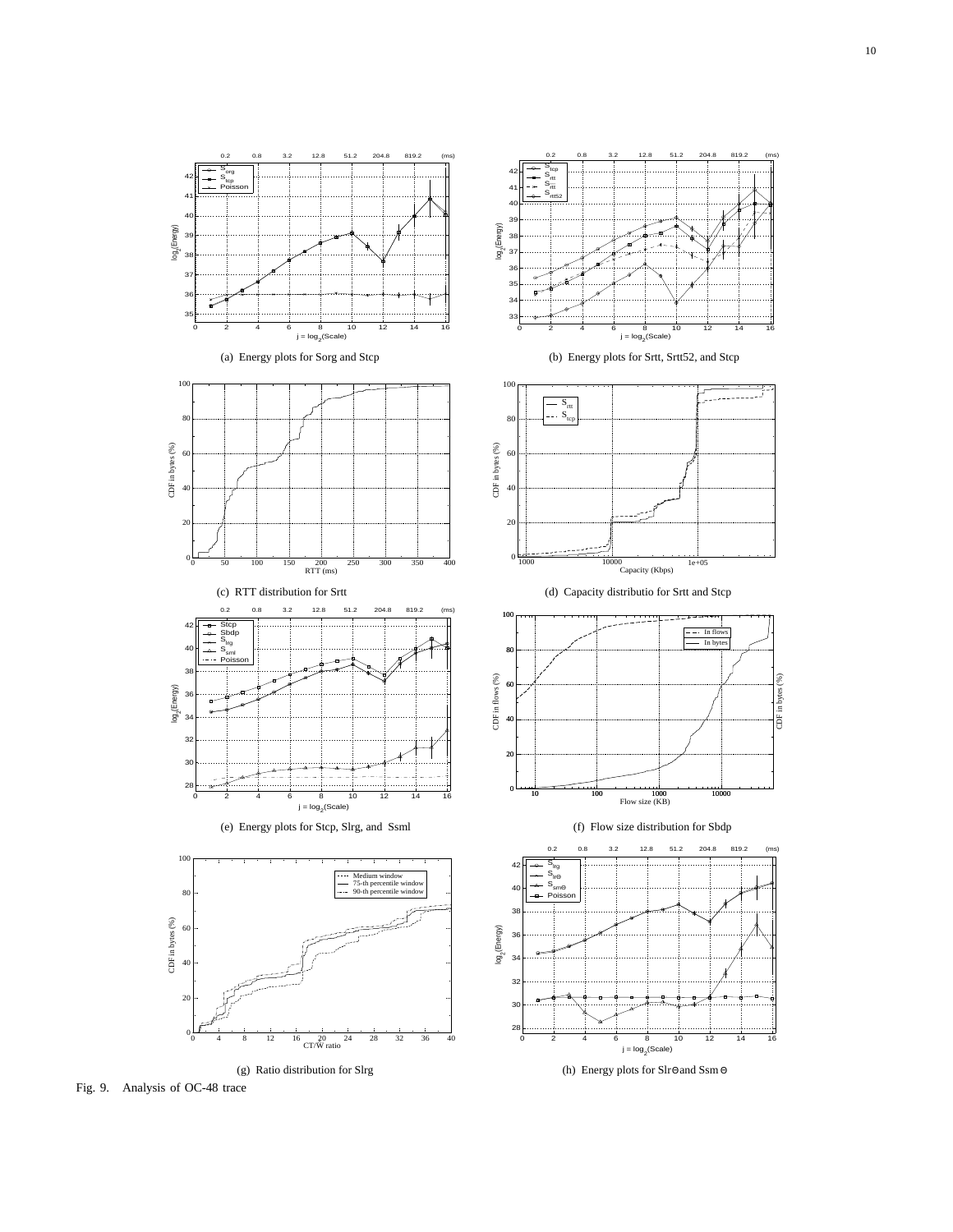(a) Energy plots for Sorg and Stcp

(b) Energy plots for Srtt, Srtt52, and Stcp

(c) RTT distribution for Srtt

(d) Capacity distributio for Srtt and Stcp

(e) Energy plots for Stcp, Slrg, and Ssml

(f) Flow size distribution for Sbdp

(g) Ratio distribution for Slrg

(h) Energy plots for SlrΘ and SsmΘ

Fig. 9. Analysis of OC-48 trace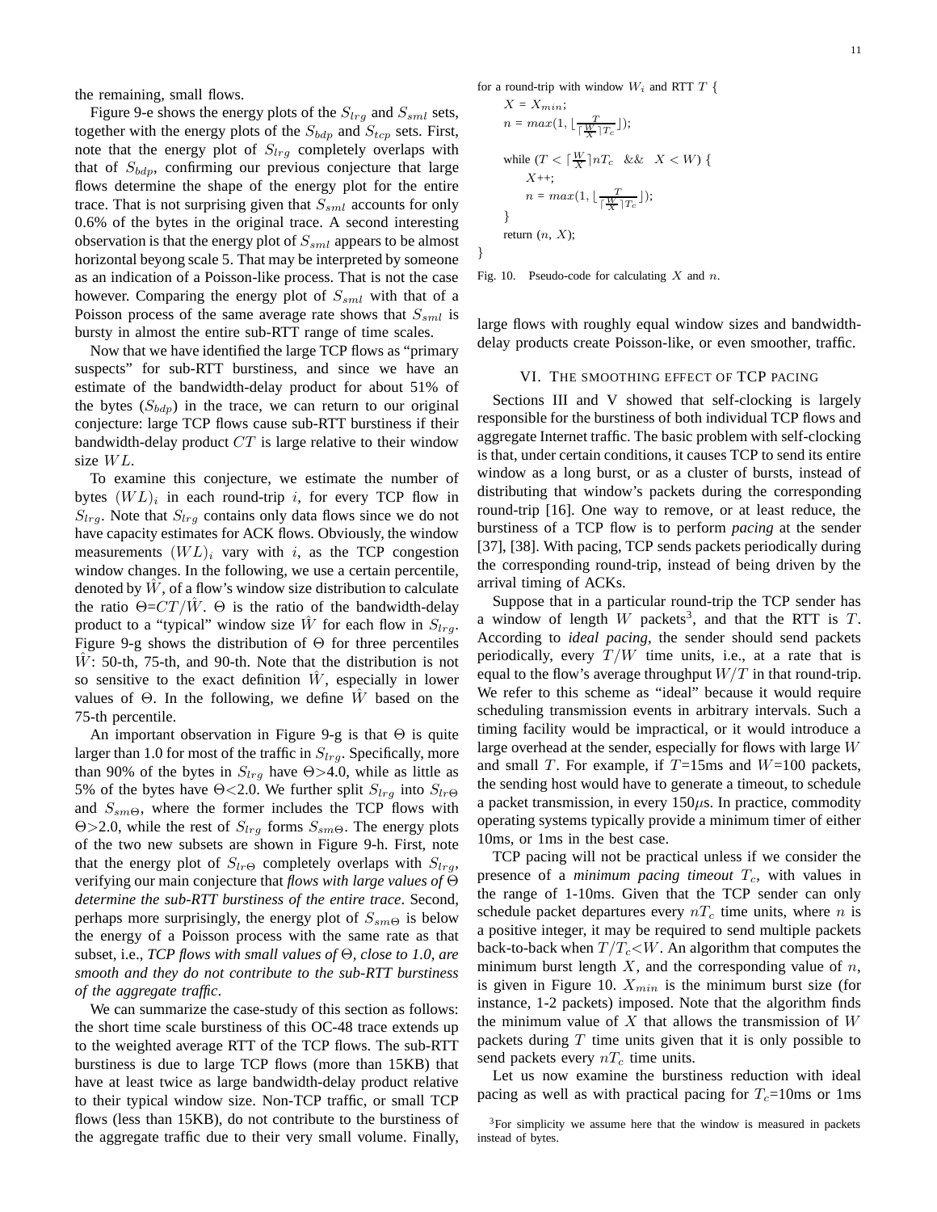the remaining, small flows.

Figure 9-e shows the energy plots of the $S_{lrg}$ and $S_{sml}$ sets, together with the energy plots of the $S_{bdp}$ and $S_{tcp}$ sets. First, note that the energy plot of $S_{lrg}$ completely overlaps with that of $S_{bdp}$, confirming our previous conjecture that large flows determine the shape of the energy plot for the entire trace. That is not surprising given that $S_{sml}$ accounts for only 0.6% of the bytes in the original trace. A second interesting observation is that the energy plot of $S_{sml}$ appears to be almost horizontal beyong scale 5. That may be interpreted by someone as an indication of a Poisson-like process. That is not the case however. Comparing the energy plot of $S_{sml}$ with that of a Poisson process of the same average rate shows that $S_{sml}$ is bursty in almost the entire sub-RTT range of time scales.

Now that we have identified the large TCP flows as "primary suspects" for sub-RTT burstiness, and since we have an estimate of the bandwidth-delay product for about 51% of the bytes ($S_{bdp}$) in the trace, we can return to our original conjecture: large TCP flows cause sub-RTT burstiness if their bandwidth-delay product $CT$ is large relative to their window size $WL$.

To examine this conjecture, we estimate the number of bytes $(WL)_i$ in each round-trip $i$, for every TCP flow in $S_{lrg}$. Note that $S_{lrg}$ contains only data flows since we do not have capacity estimates for ACK flows. Obviously, the window measurements $(WL)_i$ vary with $i$, as the TCP congestion window changes. In the following, we use a certain percentile, denoted by $\hat{W}$, of a flow's window size distribution to calculate the ratio $\Theta$=$CT/\hat{W}$. $\Theta$ is the ratio of the bandwidth-delay product to a "typical" window size $\hat{W}$ for each flow in $S_{lrg}$. Figure 9-g shows the distribution of $\Theta$ for three percentiles $\hat{W}$: 50-th, 75-th, and 90-th. Note that the distribution is not so sensitive to the exact definition $\hat{W}$, especially in lower values of $\Theta$. In the following, we define $\hat{W}$ based on the 75-th percentile.

An important observation in Figure 9-g is that $\Theta$ is quite larger than 1.0 for most of the traffic in $S_{lrg}$. Specifically, more than 90% of the bytes in $S_{lrg}$ have $\Theta$>4.0, while as little as 5% of the bytes have $\Theta$<2.0. We further split $S_{lrg}$ into $S_{lr\Theta}$ and $S_{sm\Theta}$, where the former includes the TCP flows with $\Theta$>2.0, while the rest of $S_{lrg}$ forms $S_{sm\Theta}$. The energy plots of the two new subsets are shown in Figure 9-h. First, note that the energy plot of $S_{lr\Theta}$ completely overlaps with $S_{lrg}$, verifying our main conjecture that *flows with large values of* $\Theta$ *determine the sub-RTT burstiness of the entire trace*. Second, perhaps more surprisingly, the energy plot of $S_{sm\Theta}$ is below the energy of a Poisson process with the same rate as that subset, i.e., *TCP flows with small values of* $\Theta$*, close to 1.0, are smooth and they do not contribute to the sub-RTT burstiness of the aggregate traffic*.

We can summarize the case-study of this section as follows: the short time scale burstiness of this OC-48 trace extends up to the weighted average RTT of the TCP flows. The sub-RTT burstiness is due to large TCP flows (more than 15KB) that have at least twice as large bandwidth-delay product relative to their typical window size. Non-TCP traffic, or small TCP flows (less than 15KB), do not contribute to the burstiness of the aggregate traffic due to their very small volume. Finally, large flows with roughly equal window sizes and bandwidth-delay products create Poisson-like, or even smoother, traffic.

```
for a round-trip with window W_i and RTT T {
    X = X_min;
    n = max(1, ⌊ T / (⌈W/X⌉ T_c) ⌋);

    while (T < ⌈W/X⌉ n T_c  &&  X < W) {
        X++;
        n = max(1, ⌊ T / (⌈W/X⌉ T_c) ⌋);
    }
    return (n, X);
}
```

Fig. 10. Pseudo-code for calculating $X$ and $n$.

## VI. The smoothing effect of TCP pacing

Sections III and V showed that self-clocking is largely responsible for the burstiness of both individual TCP flows and aggregate Internet traffic. The basic problem with self-clocking is that, under certain conditions, it causes TCP to send its entire window as a long burst, or as a cluster of bursts, instead of distributing that window's packets during the corresponding round-trip [16]. One way to remove, or at least reduce, the burstiness of a TCP flow is to perform *pacing* at the sender [37], [38]. With pacing, TCP sends packets periodically during the corresponding round-trip, instead of being driven by the arrival timing of ACKs.

Suppose that in a particular round-trip the TCP sender has a window of length $W$ packets[3], and that the RTT is $T$. According to *ideal pacing*, the sender should send packets periodically, every $T/W$ time units, i.e., at a rate that is equal to the flow's average throughput $W/T$ in that round-trip. We refer to this scheme as "ideal" because it would require scheduling transmission events in arbitrary intervals. Such a timing facility would be impractical, or it would introduce a large overhead at the sender, especially for flows with large $W$ and small $T$. For example, if $T$=15ms and $W$=100 packets, the sending host would have to generate a timeout, to schedule a packet transmission, in every 150$\mu$s. In practice, commodity operating systems typically provide a minimum timer of either 10ms, or 1ms in the best case.

TCP pacing will not be practical unless if we consider the presence of a *minimum pacing timeout* $T_c$, with values in the range of 1-10ms. Given that the TCP sender can only schedule packet departures every $nT_c$ time units, where $n$ is a positive integer, it may be required to send multiple packets back-to-back when $T/T_c$<$W$. An algorithm that computes the minimum burst length $X$, and the corresponding value of $n$, is given in Figure 10. $X_{min}$ is the minimum burst size (for instance, 1-2 packets) imposed. Note that the algorithm finds the minimum value of $X$ that allows the transmission of $W$ packets during $T$ time units given that it is only possible to send packets every $nT_c$ time units.

Let us now examine the burstiness reduction with ideal pacing as well as with practical pacing for $T_c$=10ms or 1ms

[3]For simplicity we assume here that the window is measured in packets instead of bytes.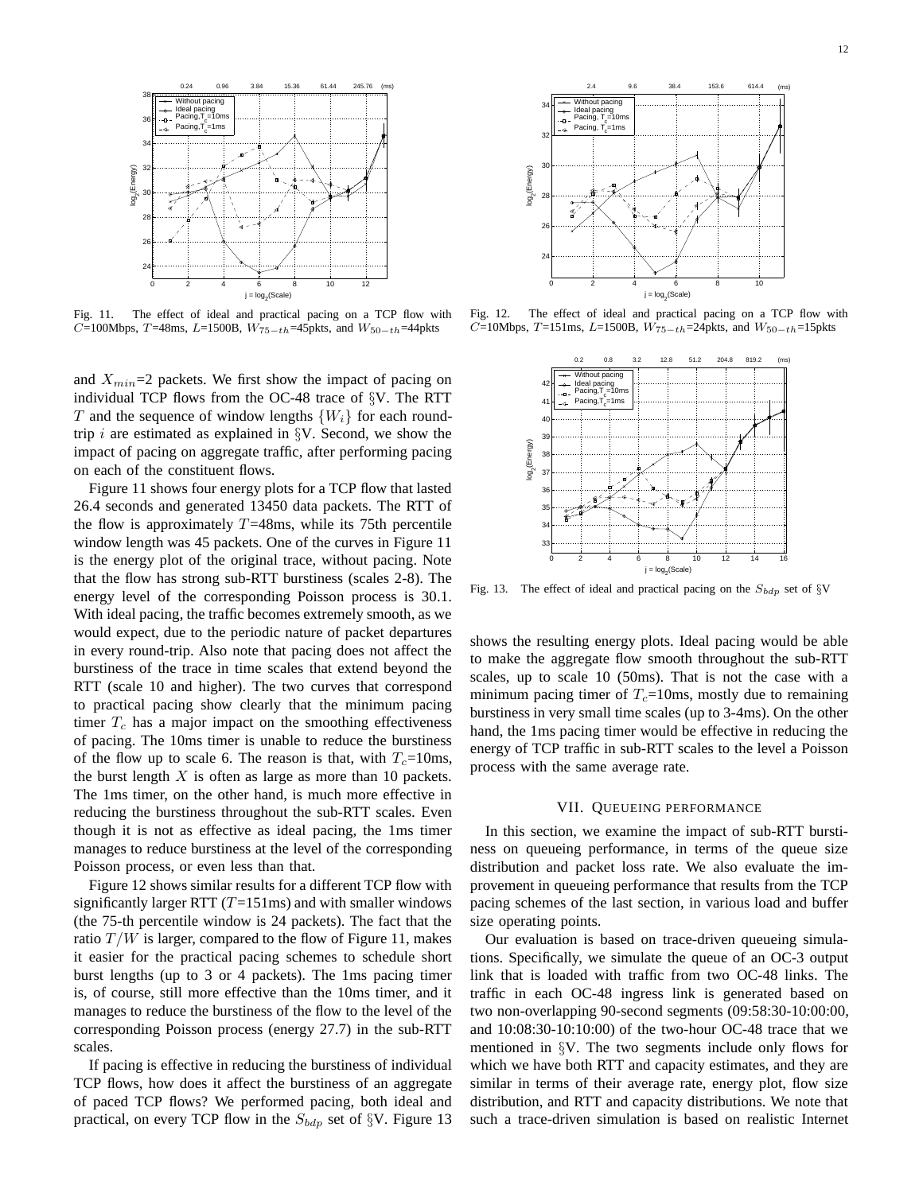Fig. 11. The effect of ideal and practical pacing on a TCP flow with $C$=100Mbps, $T$=48ms, $L$=1500B, $W_{75-th}$=45pkts, and $W_{50-th}$=44pkts

Fig. 12. The effect of ideal and practical pacing on a TCP flow with $C$=10Mbps, $T$=151ms, $L$=1500B, $W_{75-th}$=24pkts, and $W_{50-th}$=15pkts

and $X_{min}$=2 packets. We first show the impact of pacing on individual TCP flows from the OC-48 trace of §V. The RTT $T$ and the sequence of window lengths $\{W_i\}$ for each round-trip $i$ are estimated as explained in §V. Second, we show the impact of pacing on aggregate traffic, after performing pacing on each of the constituent flows.

Figure 11 shows four energy plots for a TCP flow that lasted 26.4 seconds and generated 13450 data packets. The RTT of the flow is approximately $T$=48ms, while its 75th percentile window length was 45 packets. One of the curves in Figure 11 is the energy plot of the original trace, without pacing. Note that the flow has strong sub-RTT burstiness (scales 2-8). The energy level of the corresponding Poisson process is 30.1. With ideal pacing, the traffic becomes extremely smooth, as we would expect, due to the periodic nature of packet departures in every round-trip. Also note that pacing does not affect the burstiness of the trace in time scales that extend beyond the RTT (scale 10 and higher). The two curves that correspond to practical pacing show clearly that the minimum pacing timer $T_c$ has a major impact on the smoothing effectiveness of pacing. The 10ms timer is unable to reduce the burstiness of the flow up to scale 6. The reason is that, with $T_c$=10ms, the burst length $X$ is often as large as more than 10 packets. The 1ms timer, on the other hand, is much more effective in reducing the burstiness throughout the sub-RTT scales. Even though it is not as effective as ideal pacing, the 1ms timer manages to reduce burstiness at the level of the corresponding Poisson process, or even less than that.

Figure 12 shows similar results for a different TCP flow with significantly larger RTT ($T$=151ms) and with smaller windows (the 75-th percentile window is 24 packets). The fact that the ratio $T/W$ is larger, compared to the flow of Figure 11, makes it easier for the practical pacing schemes to schedule short burst lengths (up to 3 or 4 packets). The 1ms pacing timer is, of course, still more effective than the 10ms timer, and it manages to reduce the burstiness of the flow to the level of the corresponding Poisson process (energy 27.7) in the sub-RTT scales.

If pacing is effective in reducing the burstiness of individual TCP flows, how does it affect the burstiness of an aggregate of paced TCP flows? We performed pacing, both ideal and practical, on every TCP flow in the $S_{bdp}$ set of §V. Figure 13 shows the resulting energy plots. Ideal pacing would be able to make the aggregate flow smooth throughout the sub-RTT scales, up to scale 10 (50ms). That is not the case with a minimum pacing timer of $T_c$=10ms, mostly due to remaining burstiness in very small time scales (up to 3-4ms). On the other hand, the 1ms pacing timer would be effective in reducing the energy of TCP traffic in sub-RTT scales to the level a Poisson process with the same average rate.

Fig. 13. The effect of ideal and practical pacing on the $S_{bdp}$ set of §V

## VII. Queueing performance

In this section, we examine the impact of sub-RTT burstiness on queueing performance, in terms of the queue size distribution and packet loss rate. We also evaluate the improvement in queueing performance that results from the TCP pacing schemes of the last section, in various load and buffer size operating points.

Our evaluation is based on trace-driven queueing simulations. Specifically, we simulate the queue of an OC-3 output link that is loaded with traffic from two OC-48 links. The traffic in each OC-48 ingress link is generated based on two non-overlapping 90-second segments (09:58:30-10:00:00, and 10:08:30-10:10:00) of the two-hour OC-48 trace that we mentioned in §V. The two segments include only flows for which we have both RTT and capacity estimates, and they are similar in terms of their average rate, energy plot, flow size distribution, and RTT and capacity distributions. We note that such a trace-driven simulation is based on realistic Internet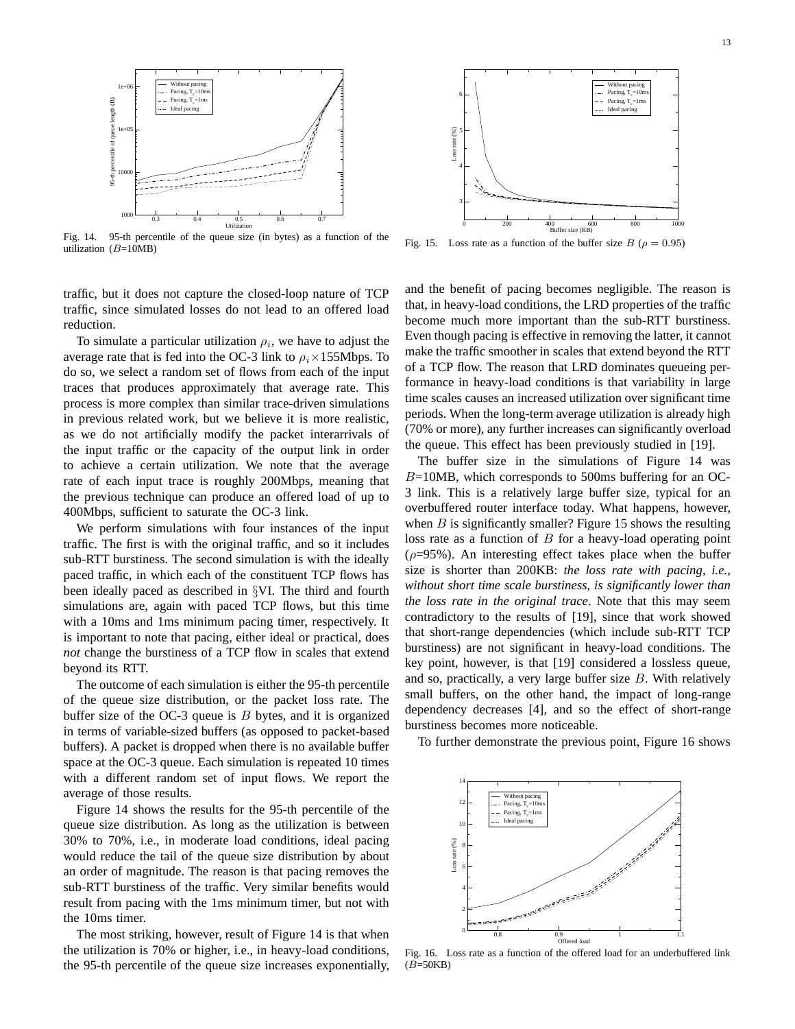Fig. 14. 95-th percentile of the queue size (in bytes) as a function of the utilization ($B$=10MB)

Fig. 15. Loss rate as a function of the buffer size $B$ ($\rho = 0.95$)

traffic, but it does not capture the closed-loop nature of TCP traffic, since simulated losses do not lead to an offered load reduction.

To simulate a particular utilization $\rho_i$, we have to adjust the average rate that is fed into the OC-3 link to $\rho_i \times$155Mbps. To do so, we select a random set of flows from each of the input traces that produces approximately that average rate. This process is more complex than similar trace-driven simulations in previous related work, but we believe it is more realistic, as we do not artificially modify the packet interarrivals of the input traffic or the capacity of the output link in order to achieve a certain utilization. We note that the average rate of each input trace is roughly 200Mbps, meaning that the previous technique can produce an offered load of up to 400Mbps, sufficient to saturate the OC-3 link.

We perform simulations with four instances of the input traffic. The first is with the original traffic, and so it includes sub-RTT burstiness. The second simulation is with the ideally paced traffic, in which each of the constituent TCP flows has been ideally paced as described in §VI. The third and fourth simulations are, again with paced TCP flows, but this time with a 10ms and 1ms minimum pacing timer, respectively. It is important to note that pacing, either ideal or practical, does *not* change the burstiness of a TCP flow in scales that extend beyond its RTT.

The outcome of each simulation is either the 95-th percentile of the queue size distribution, or the packet loss rate. The buffer size of the OC-3 queue is $B$ bytes, and it is organized in terms of variable-sized buffers (as opposed to packet-based buffers). A packet is dropped when there is no available buffer space at the OC-3 queue. Each simulation is repeated 10 times with a different random set of input flows. We report the average of those results.

Figure 14 shows the results for the 95-th percentile of the queue size distribution. As long as the utilization is between 30% to 70%, i.e., in moderate load conditions, ideal pacing would reduce the tail of the queue size distribution by about an order of magnitude. The reason is that pacing removes the sub-RTT burstiness of the traffic. Very similar benefits would result from pacing with the 1ms minimum timer, but not with the 10ms timer.

The most striking, however, result of Figure 14 is that when the utilization is 70% or higher, i.e., in heavy-load conditions, the 95-th percentile of the queue size increases exponentially, and the benefit of pacing becomes negligible. The reason is that, in heavy-load conditions, the LRD properties of the traffic become much more important than the sub-RTT burstiness. Even though pacing is effective in removing the latter, it cannot make the traffic smoother in scales that extend beyond the RTT of a TCP flow. The reason that LRD dominates queueing performance in heavy-load conditions is that variability in large time scales causes an increased utilization over significant time periods. When the long-term average utilization is already high (70% or more), any further increases can significantly overload the queue. This effect has been previously studied in [19].

The buffer size in the simulations of Figure 14 was $B$=10MB, which corresponds to 500ms buffering for an OC-3 link. This is a relatively large buffer size, typical for an overbuffered router interface today. What happens, however, when $B$ is significantly smaller? Figure 15 shows the resulting loss rate as a function of $B$ for a heavy-load operating point ($\rho$=95%). An interesting effect takes place when the buffer size is shorter than 200KB: *the loss rate with pacing, i.e., without short time scale burstiness, is significantly lower than the loss rate in the original trace*. Note that this may seem contradictory to the results of [19], since that work showed that short-range dependencies (which include sub-RTT TCP burstiness) are not significant in heavy-load conditions. The key point, however, is that [19] considered a lossless queue, and so, practically, a very large buffer size $B$. With relatively small buffers, on the other hand, the impact of long-range dependency decreases [4], and so the effect of short-range burstiness becomes more noticeable.

To further demonstrate the previous point, Figure 16 shows

Fig. 16. Loss rate as a function of the offered load for an underbuffered link ($B$=50KB)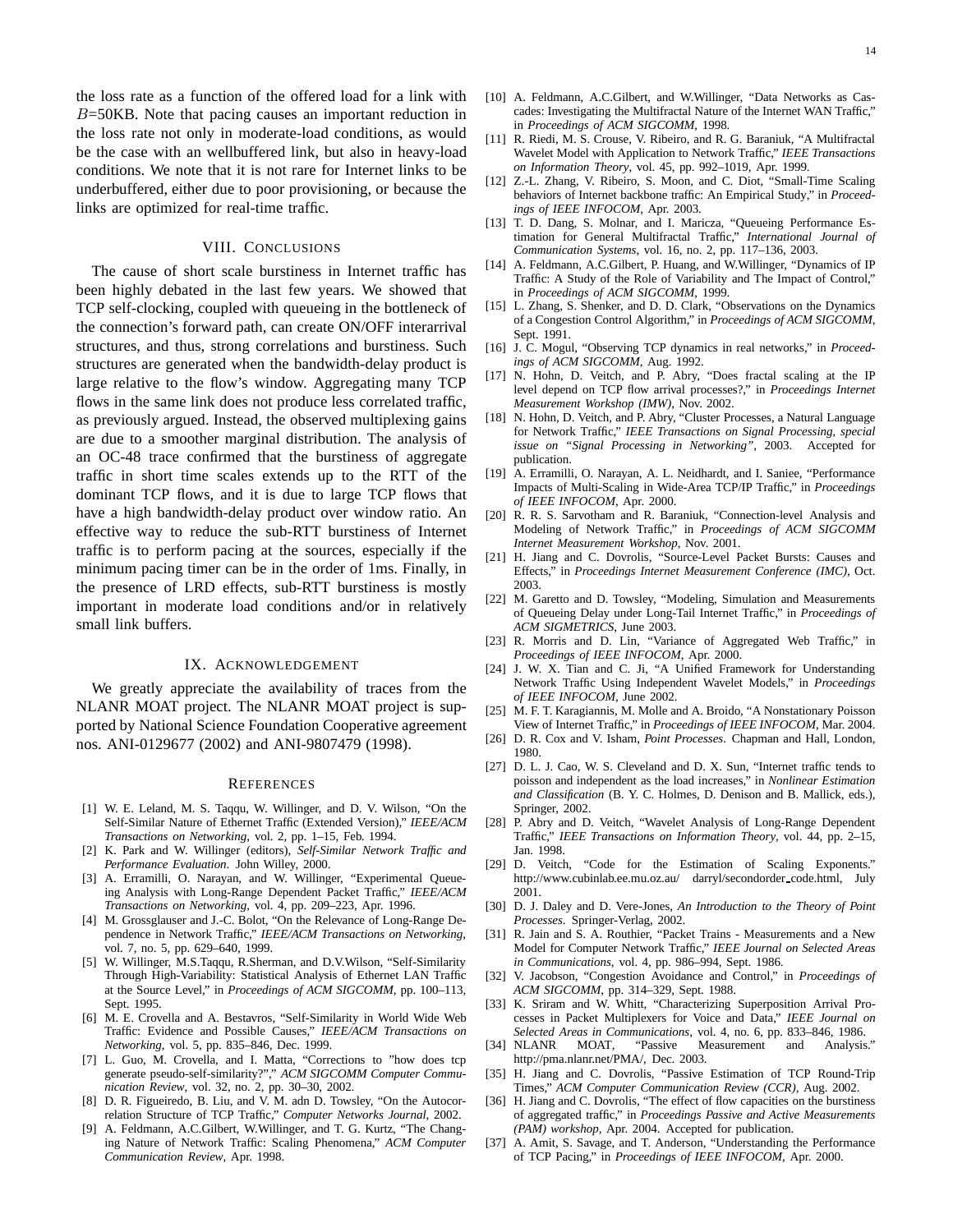the loss rate as a function of the offered load for a link with $B$=50KB. Note that pacing causes an important reduction in the loss rate not only in moderate-load conditions, as would be the case with an wellbuffered link, but also in heavy-load conditions. We note that it is not rare for Internet links to be underbuffered, either due to poor provisioning, or because the links are optimized for real-time traffic.

## VIII. Conclusions

The cause of short scale burstiness in Internet traffic has been highly debated in the last few years. We showed that TCP self-clocking, coupled with queueing in the bottleneck of the connection's forward path, can create ON/OFF interarrival structures, and thus, strong correlations and burstiness. Such structures are generated when the bandwidth-delay product is large relative to the flow's window. Aggregating many TCP flows in the same link does not produce less correlated traffic, as previously argued. Instead, the observed multiplexing gains are due to a smoother marginal distribution. The analysis of an OC-48 trace confirmed that the burstiness of aggregate traffic in short time scales extends up to the RTT of the dominant TCP flows, and it is due to large TCP flows that have a high bandwidth-delay product over window ratio. An effective way to reduce the sub-RTT burstiness of Internet traffic is to perform pacing at the sources, especially if the minimum pacing timer can be in the order of 1ms. Finally, in the presence of LRD effects, sub-RTT burstiness is mostly important in moderate load conditions and/or in relatively small link buffers.

## IX. Acknowledgement

We greatly appreciate the availability of traces from the NLANR MOAT project. The NLANR MOAT project is supported by National Science Foundation Cooperative agreement nos. ANI-0129677 (2002) and ANI-9807479 (1998).

## References

[1] W. E. Leland, M. S. Taqqu, W. Willinger, and D. V. Wilson, "On the Self-Similar Nature of Ethernet Traffic (Extended Version)," *IEEE/ACM Transactions on Networking*, vol. 2, pp. 1–15, Feb. 1994.

[2] K. Park and W. Willinger (editors), *Self-Similar Network Traffic and Performance Evaluation*. John Willey, 2000.

[3] A. Erramilli, O. Narayan, and W. Willinger, "Experimental Queueing Analysis with Long-Range Dependent Packet Traffic," *IEEE/ACM Transactions on Networking*, vol. 4, pp. 209–223, Apr. 1996.

[4] M. Grossglauser and J.-C. Bolot, "On the Relevance of Long-Range Dependence in Network Traffic," *IEEE/ACM Transactions on Networking*, vol. 7, no. 5, pp. 629–640, 1999.

[5] W. Willinger, M.S.Taqqu, R.Sherman, and D.V.Wilson, "Self-Similarity Through High-Variability: Statistical Analysis of Ethernet LAN Traffic at the Source Level," in *Proceedings of ACM SIGCOMM*, pp. 100–113, Sept. 1995.

[6] M. E. Crovella and A. Bestavros, "Self-Similarity in World Wide Web Traffic: Evidence and Possible Causes," *IEEE/ACM Transactions on Networking*, vol. 5, pp. 835–846, Dec. 1999.

[7] L. Guo, M. Crovella, and I. Matta, "Corrections to "how does tcp generate pseudo-self-similarity?"," *ACM SIGCOMM Computer Communication Review*, vol. 32, no. 2, pp. 30–30, 2002.

[8] D. R. Figueiredo, B. Liu, and V. M. adn D. Towsley, "On the Autocorrelation Structure of TCP Traffic," *Computer Networks Journal*, 2002.

[9] A. Feldmann, A.C.Gilbert, W.Willinger, and T. G. Kurtz, "The Changing Nature of Network Traffic: Scaling Phenomena," *ACM Computer Communication Review*, Apr. 1998.

[10] A. Feldmann, A.C.Gilbert, and W.Willinger, "Data Networks as Cascades: Investigating the Multifractal Nature of the Internet WAN Traffic," in *Proceedings of ACM SIGCOMM*, 1998.

[11] R. Riedi, M. S. Crouse, V. Ribeiro, and R. G. Baraniuk, "A Multifractal Wavelet Model with Application to Network Traffic," *IEEE Transactions on Information Theory*, vol. 45, pp. 992–1019, Apr. 1999.

[12] Z.-L. Zhang, V. Ribeiro, S. Moon, and C. Diot, "Small-Time Scaling behaviors of Internet backbone traffic: An Empirical Study," in *Proceedings of IEEE INFOCOM*, Apr. 2003.

[13] T. D. Dang, S. Molnar, and I. Maricza, "Queueing Performance Estimation for General Multifractal Traffic," *International Journal of Communication Systems*, vol. 16, no. 2, pp. 117–136, 2003.

[14] A. Feldmann, A.C.Gilbert, P. Huang, and W.Willinger, "Dynamics of IP Traffic: A Study of the Role of Variability and The Impact of Control," in *Proceedings of ACM SIGCOMM*, 1999.

[15] L. Zhang, S. Shenker, and D. D. Clark, "Observations on the Dynamics of a Congestion Control Algorithm," in *Proceedings of ACM SIGCOMM*, Sept. 1991.

[16] J. C. Mogul, "Observing TCP dynamics in real networks," in *Proceedings of ACM SIGCOMM*, Aug. 1992.

[17] N. Hohn, D. Veitch, and P. Abry, "Does fractal scaling at the IP level depend on TCP flow arrival processes?," in *Proceedings Internet Measurement Workshop (IMW)*, Nov. 2002.

[18] N. Hohn, D. Veitch, and P. Abry, "Cluster Processes, a Natural Language for Network Traffic," *IEEE Transactions on Signal Processing, special issue on "Signal Processing in Networking"*, 2003. Accepted for publication.

[19] A. Erramilli, O. Narayan, A. L. Neidhardt, and I. Saniee, "Performance Impacts of Multi-Scaling in Wide-Area TCP/IP Traffic," in *Proceedings of IEEE INFOCOM*, Apr. 2000.

[20] R. R. S. Sarvotham and R. Baraniuk, "Connection-level Analysis and Modeling of Network Traffic," in *Proceedings of ACM SIGCOMM Internet Measurement Workshop*, Nov. 2001.

[21] H. Jiang and C. Dovrolis, "Source-Level Packet Bursts: Causes and Effects," in *Proceedings Internet Measurement Conference (IMC)*, Oct. 2003.

[22] M. Garetto and D. Towsley, "Modeling, Simulation and Measurements of Queueing Delay under Long-Tail Internet Traffic," in *Proceedings of ACM SIGMETRICS*, June 2003.

[23] R. Morris and D. Lin, "Variance of Aggregated Web Traffic," in *Proceedings of IEEE INFOCOM*, Apr. 2000.

[24] J. W. X. Tian and C. Ji, "A Unified Framework for Understanding Network Traffic Using Independent Wavelet Models," in *Proceedings of IEEE INFOCOM*, June 2002.

[25] M. F. T. Karagiannis, M. Molle and A. Broido, "A Nonstationary Poisson View of Internet Traffic," in *Proceedings of IEEE INFOCOM*, Mar. 2004.

[26] D. R. Cox and V. Isham, *Point Processes*. Chapman and Hall, London, 1980.

[27] D. L. J. Cao, W. S. Cleveland and D. X. Sun, "Internet traffic tends to poisson and independent as the load increases," in *Nonlinear Estimation and Classification* (B. Y. C. Holmes, D. Denison and B. Mallick, eds.), Springer, 2002.

[28] P. Abry and D. Veitch, "Wavelet Analysis of Long-Range Dependent Traffic," *IEEE Transactions on Information Theory*, vol. 44, pp. 2–15, Jan. 1998.

[29] D. Veitch, "Code for the Estimation of Scaling Exponents." http://www.cubinlab.ee.mu.oz.au/ darryl/secondorder_code.html, July 2001.

[30] D. J. Daley and D. Vere-Jones, *An Introduction to the Theory of Point Processes*. Springer-Verlag, 2002.

[31] R. Jain and S. A. Routhier, "Packet Trains - Measurements and a New Model for Computer Network Traffic," *IEEE Journal on Selected Areas in Communications*, vol. 4, pp. 986–994, Sept. 1986.

[32] V. Jacobson, "Congestion Avoidance and Control," in *Proceedings of ACM SIGCOMM*, pp. 314–329, Sept. 1988.

[33] K. Sriram and W. Whitt, "Characterizing Superposition Arrival Processes in Packet Multiplexers for Voice and Data," *IEEE Journal on Selected Areas in Communications*, vol. 4, no. 6, pp. 833–846, 1986.

[34] NLANR MOAT, "Passive Measurement and Analysis." http://pma.nlanr.net/PMA/, Dec. 2003.

[35] H. Jiang and C. Dovrolis, "Passive Estimation of TCP Round-Trip Times," *ACM Computer Communication Review (CCR)*, Aug. 2002.

[36] H. Jiang and C. Dovrolis, "The effect of flow capacities on the burstiness of aggregated traffic," in *Proceedings Passive and Active Measurements (PAM) workshop*, Apr. 2004. Accepted for publication.

[37] A. Amit, S. Savage, and T. Anderson, "Understanding the Performance of TCP Pacing," in *Proceedings of IEEE INFOCOM*, Apr. 2000.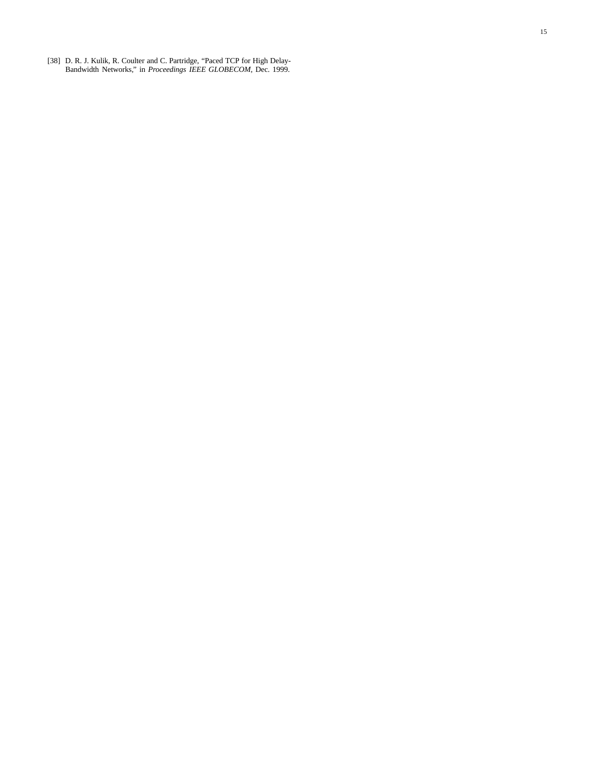[38] D. R. J. Kulik, R. Coulter and C. Partridge, "Paced TCP for High Delay-Bandwidth Networks," in *Proceedings IEEE GLOBECOM*, Dec. 1999.